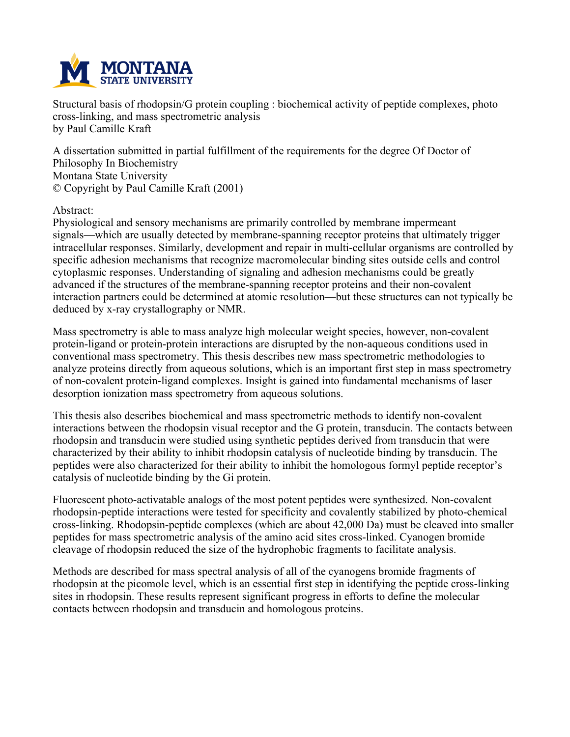Structural basis of rhodopsin/G protein coupling : biochemical activity of peptide complexes, photo cross-linking, and mass spectrometric analysis
by Paul Camille Kraft

A dissertation submitted in partial fulfillment of the requirements for the degree Of Doctor of Philosophy In Biochemistry
Montana State University
© Copyright by Paul Camille Kraft (2001)

Abstract:
Physiological and sensory mechanisms are primarily controlled by membrane impermeant signals—which are usually detected by membrane-spanning receptor proteins that ultimately trigger intracellular responses. Similarly, development and repair in multi-cellular organisms are controlled by specific adhesion mechanisms that recognize macromolecular binding sites outside cells and control cytoplasmic responses. Understanding of signaling and adhesion mechanisms could be greatly advanced if the structures of the membrane-spanning receptor proteins and their non-covalent interaction partners could be determined at atomic resolution—but these structures can not typically be deduced by x-ray crystallography or NMR.

Mass spectrometry is able to mass analyze high molecular weight species, however, non-covalent protein-ligand or protein-protein interactions are disrupted by the non-aqueous conditions used in conventional mass spectrometry. This thesis describes new mass spectrometric methodologies to analyze proteins directly from aqueous solutions, which is an important first step in mass spectrometry of non-covalent protein-ligand complexes. Insight is gained into fundamental mechanisms of laser desorption ionization mass spectrometry from aqueous solutions.

This thesis also describes biochemical and mass spectrometric methods to identify non-covalent interactions between the rhodopsin visual receptor and the G protein, transducin. The contacts between rhodopsin and transducin were studied using synthetic peptides derived from transducin that were characterized by their ability to inhibit rhodopsin catalysis of nucleotide binding by transducin. The peptides were also characterized for their ability to inhibit the homologous formyl peptide receptor's catalysis of nucleotide binding by the Gi protein.

Fluorescent photo-activatable analogs of the most potent peptides were synthesized. Non-covalent rhodopsin-peptide interactions were tested for specificity and covalently stabilized by photo-chemical cross-linking. Rhodopsin-peptide complexes (which are about 42,000 Da) must be cleaved into smaller peptides for mass spectrometric analysis of the amino acid sites cross-linked. Cyanogen bromide cleavage of rhodopsin reduced the size of the hydrophobic fragments to facilitate analysis.

Methods are described for mass spectral analysis of all of the cyanogens bromide fragments of rhodopsin at the picomole level, which is an essential first step in identifying the peptide cross-linking sites in rhodopsin. These results represent significant progress in efforts to define the molecular contacts between rhodopsin and transducin and homologous proteins.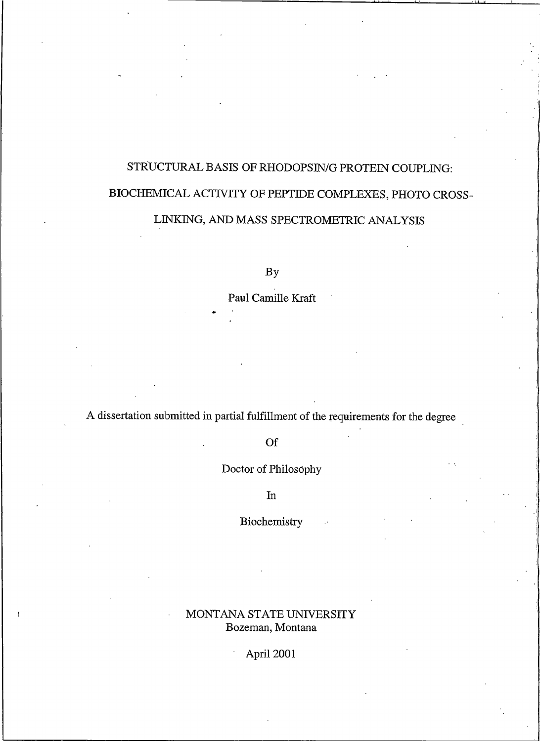# STRUCTURAL BASIS OF RHODOPSIN/G PROTEIN COUPLING: BIOCHEMICAL ACTIVITY OF PEPTIDE COMPLEXES, PHOTO CROSS-LINKING, AND MASS SPECTROMETRIC ANALYSIS

By

Paul Camille Kraft

A dissertation submitted in partial fulfillment of the requirements for the degree

Of

Doctor of Philosophy

In

Biochemistry

MONTANA STATE UNIVERSITY
Bozeman, Montana

April 2001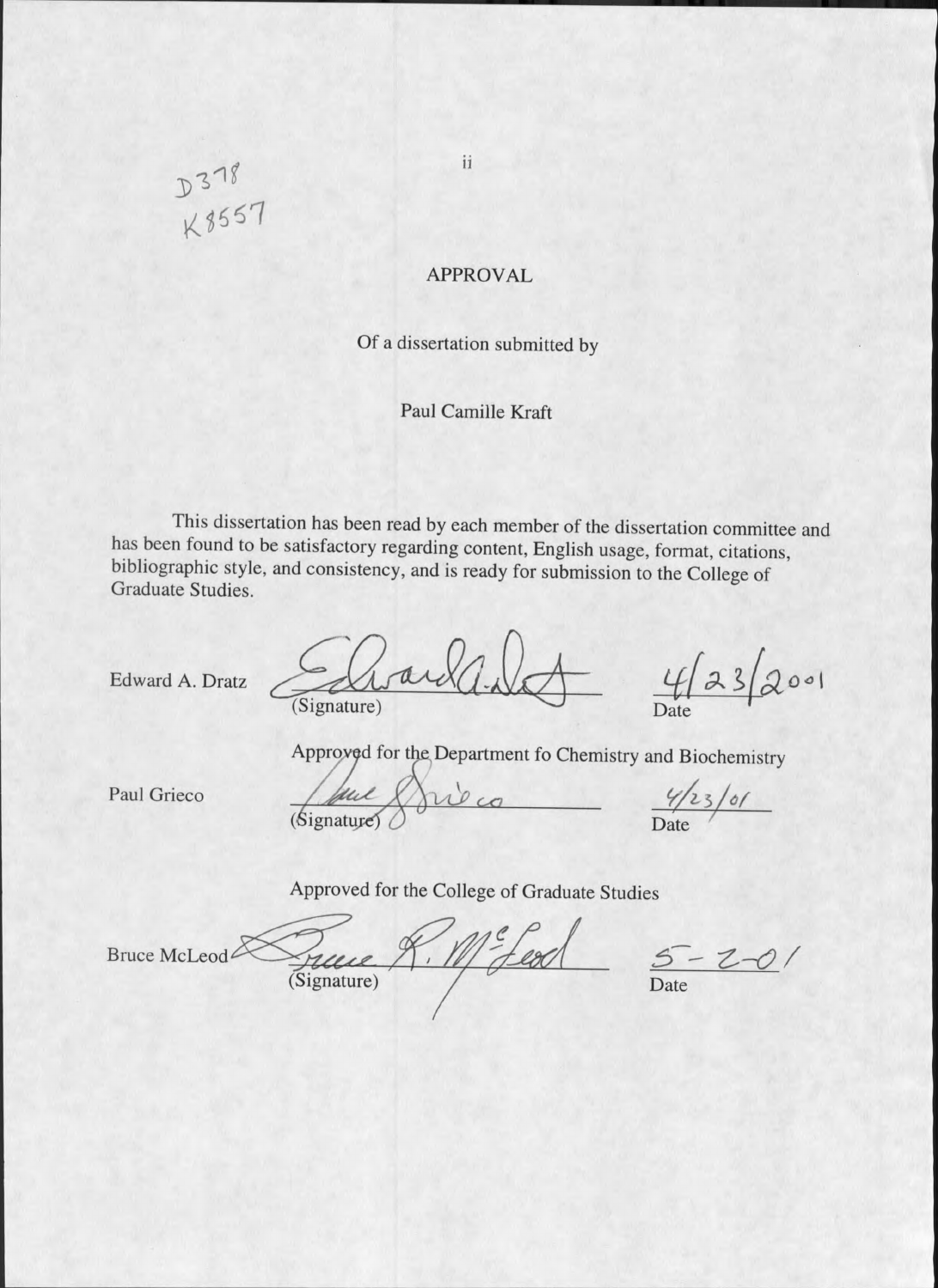D378
K8557

# APPROVAL

Of a dissertation submitted by

Paul Camille Kraft

This dissertation has been read by each member of the dissertation committee and has been found to be satisfactory regarding content, English usage, format, citations, bibliographic style, and consistency, and is ready for submission to the College of Graduate Studies.

Edward A. Dratz ____________________ 4/23/2001
(Signature) Date

Approved for the Department fo Chemistry and Biochemistry

Paul Grieco ____________________ 4/23/01
(Signature) Date

Approved for the College of Graduate Studies

Bruce McLeod ____________________ 5-2-01
(Signature) Date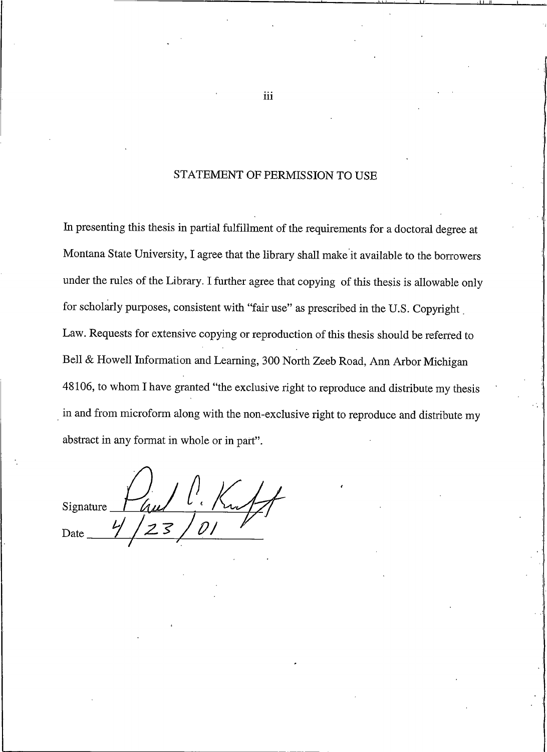## STATEMENT OF PERMISSION TO USE

In presenting this thesis in partial fulfillment of the requirements for a doctoral degree at Montana State University, I agree that the library shall make it available to the borrowers under the rules of the Library. I further agree that copying of this thesis is allowable only for scholarly purposes, consistent with "fair use" as prescribed in the U.S. Copyright Law. Requests for extensive copying or reproduction of this thesis should be referred to Bell & Howell Information and Learning, 300 North Zeeb Road, Ann Arbor Michigan 48106, to whom I have granted "the exclusive right to reproduce and distribute my thesis in and from microform along with the non-exclusive right to reproduce and distribute my abstract in any format in whole or in part".

Signature Paul C. Kraft

Date 4/23/01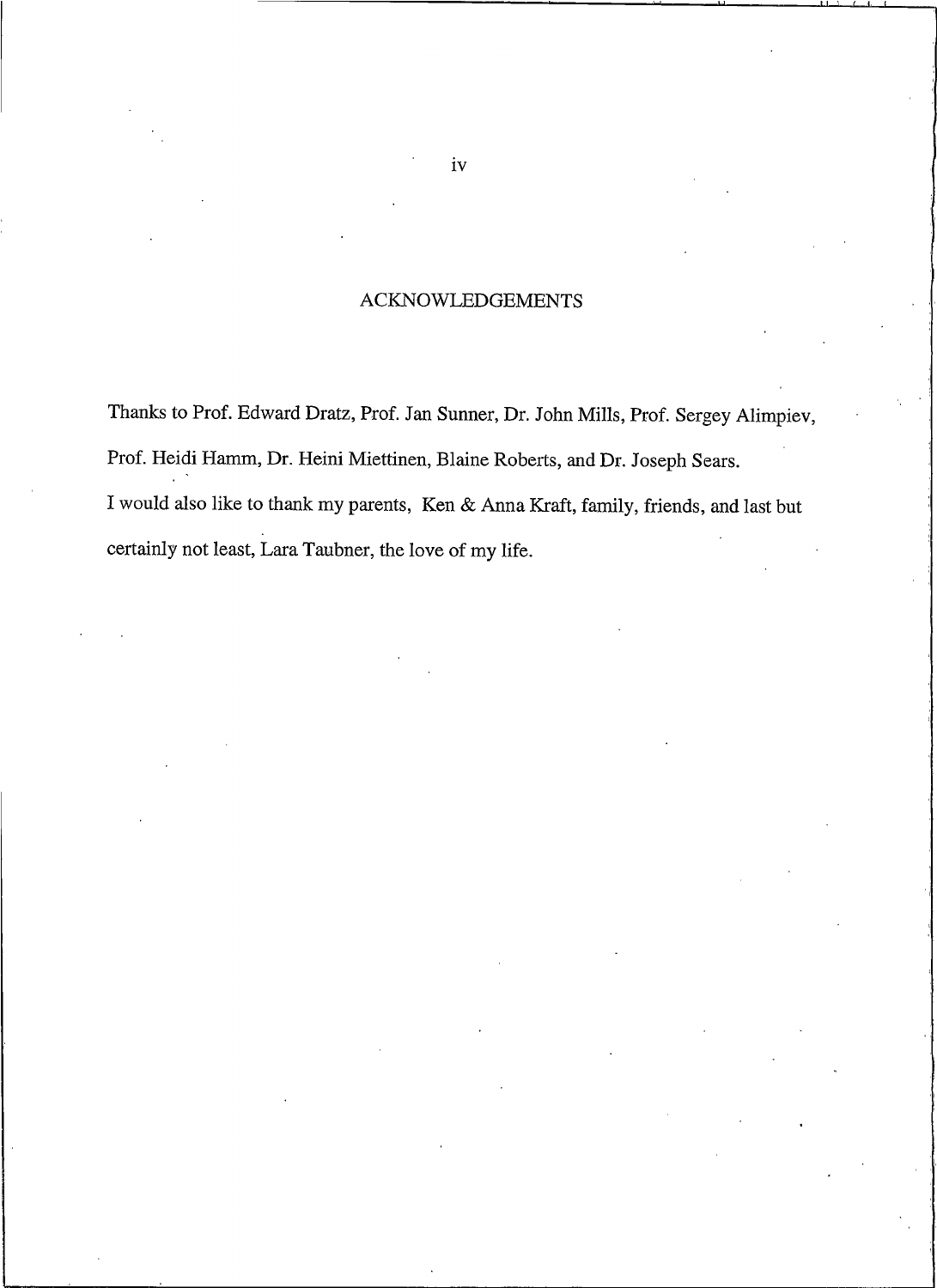# ACKNOWLEDGEMENTS

Thanks to Prof. Edward Dratz, Prof. Jan Sunner, Dr. John Mills, Prof. Sergey Alimpiev, Prof. Heidi Hamm, Dr. Heini Miettinen, Blaine Roberts, and Dr. Joseph Sears.

I would also like to thank my parents, Ken & Anna Kraft, family, friends, and last but certainly not least, Lara Taubner, the love of my life.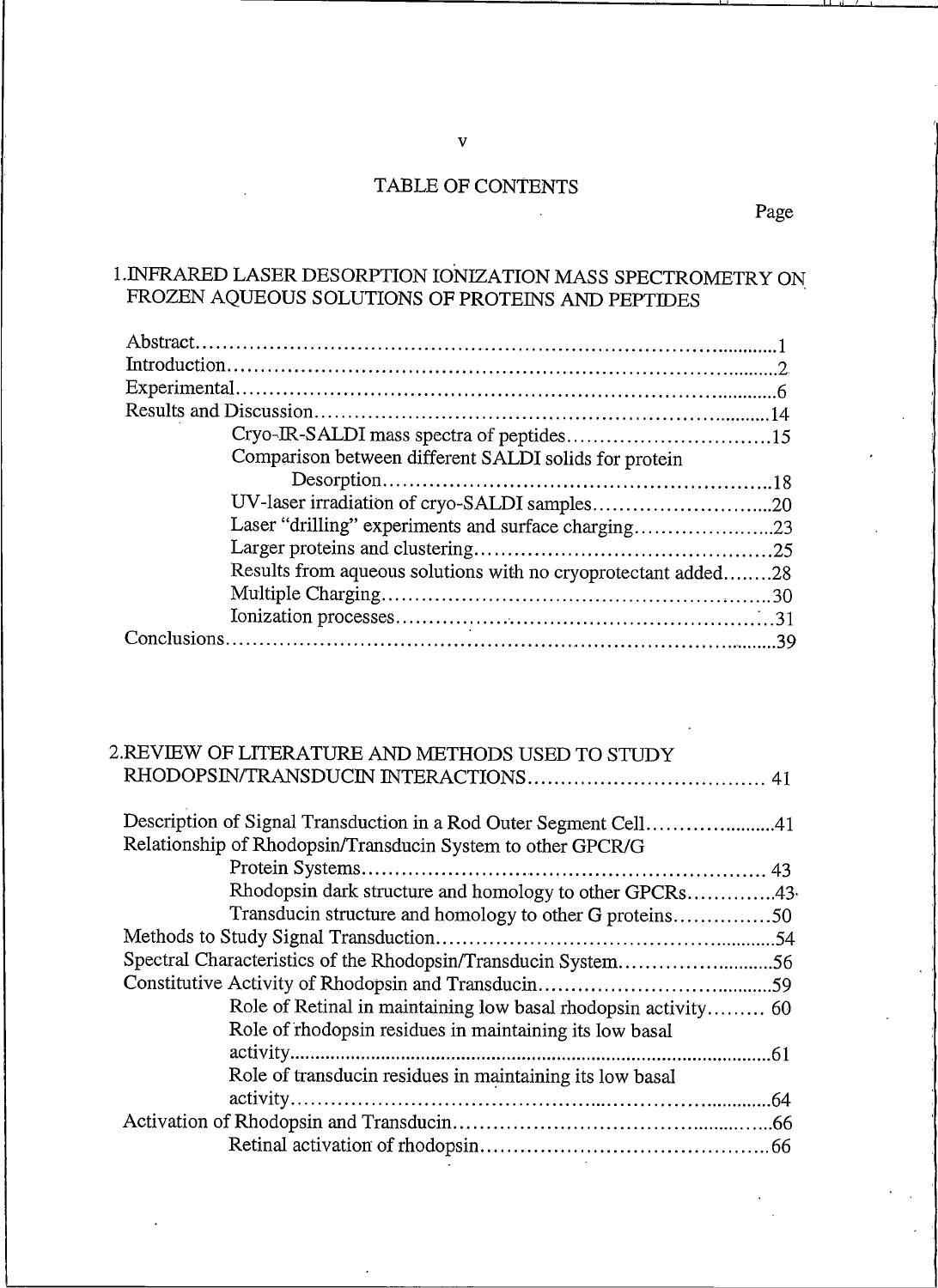# TABLE OF CONTENTS

Page

## 1. INFRARED LASER DESORPTION IONIZATION MASS SPECTROMETRY ON FROZEN AQUEOUS SOLUTIONS OF PROTEINS AND PEPTIDES

Abstract.......................................................................................1
Introduction...................................................................................2
Experimental..................................................................................6
Results and Discussion...................................................................14
- Cryo-IR-SALDI mass spectra of peptides.......................................15
- Comparison between different SALDI solids for protein Desorption.......................................................................18
- UV-laser irradiation of cryo-SALDI samples....................................20
- Laser "drilling" experiments and surface charging..............................23
- Larger proteins and clustering.....................................................25
- Results from aqueous solutions with no cryoprotectant added........28
- Multiple Charging..................................................................30
- Ionization processes................................................................31

Conclusions..................................................................................39

## 2. REVIEW OF LITERATURE AND METHODS USED TO STUDY RHODOPSIN/TRANSDUCIN INTERACTIONS.................................... 41

Description of Signal Transduction in a Rod Outer Segment Cell........................41
Relationship of Rhodopsin/Transducin System to other GPCR/G Protein Systems...................................................................... 43
- Rhodopsin dark structure and homology to other GPCRs..............43
- Transducin structure and homology to other G proteins...............50

Methods to Study Signal Transduction..................................................54
Spectral Characteristics of the Rhodopsin/Transducin System..........................56
Constitutive Activity of Rhodopsin and Transducin......................................59
- Role of Retinal in maintaining low basal rhodopsin activity......... 60
- Role of rhodopsin residues in maintaining its low basal activity.............................................................................................61
- Role of transducin residues in maintaining its low basal activity.............................................................................................64

Activation of Rhodopsin and Transducin.................................................66
- Retinal activation of rhodopsin...........................................66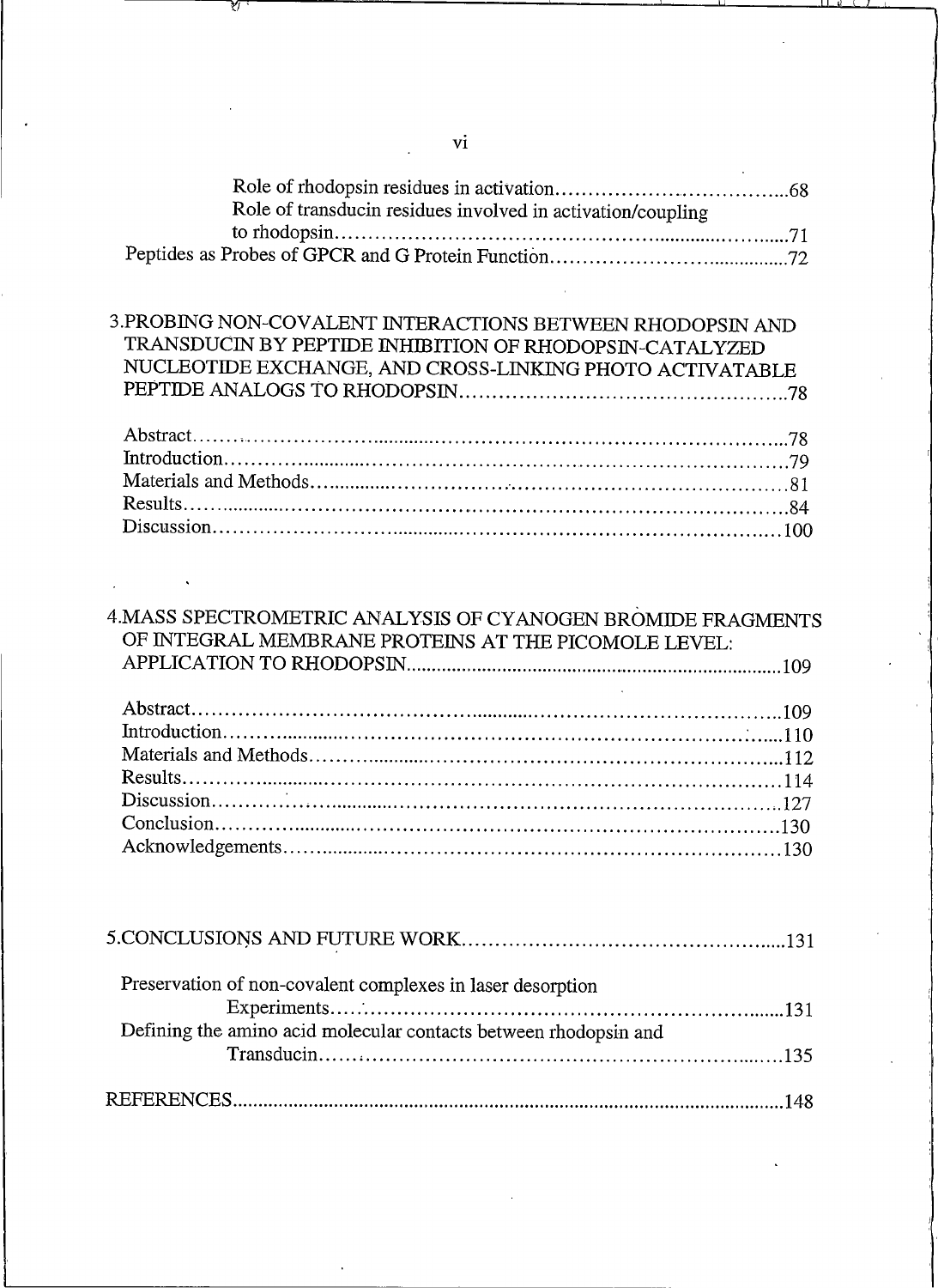Role of rhodopsin residues in activation........................................68
Role of transducin residues involved in activation/coupling to rhodopsin........................................71
Peptides as Probes of GPCR and G Protein Function........................................72

3.PROBING NON-COVALENT INTERACTIONS BETWEEN RHODOPSIN AND TRANSDUCIN BY PEPTIDE INHIBITION OF RHODOPSIN-CATALYZED NUCLEOTIDE EXCHANGE, AND CROSS-LINKING PHOTO ACTIVATABLE PEPTIDE ANALOGS TO RHODOPSIN........................................78

Abstract........................................78
Introduction........................................79
Materials and Methods........................................81
Results........................................84
Discussion........................................100

4.MASS SPECTROMETRIC ANALYSIS OF CYANOGEN BROMIDE FRAGMENTS OF INTEGRAL MEMBRANE PROTEINS AT THE PICOMOLE LEVEL: APPLICATION TO RHODOPSIN........................................109

Abstract........................................109
Introduction........................................110
Materials and Methods........................................112
Results........................................114
Discussion........................................127
Conclusion........................................130
Acknowledgements........................................130

5.CONCLUSIONS AND FUTURE WORK........................................131

Preservation of non-covalent complexes in laser desorption Experiments........................................131
Defining the amino acid molecular contacts between rhodopsin and Transducin........................................135

REFERENCES........................................148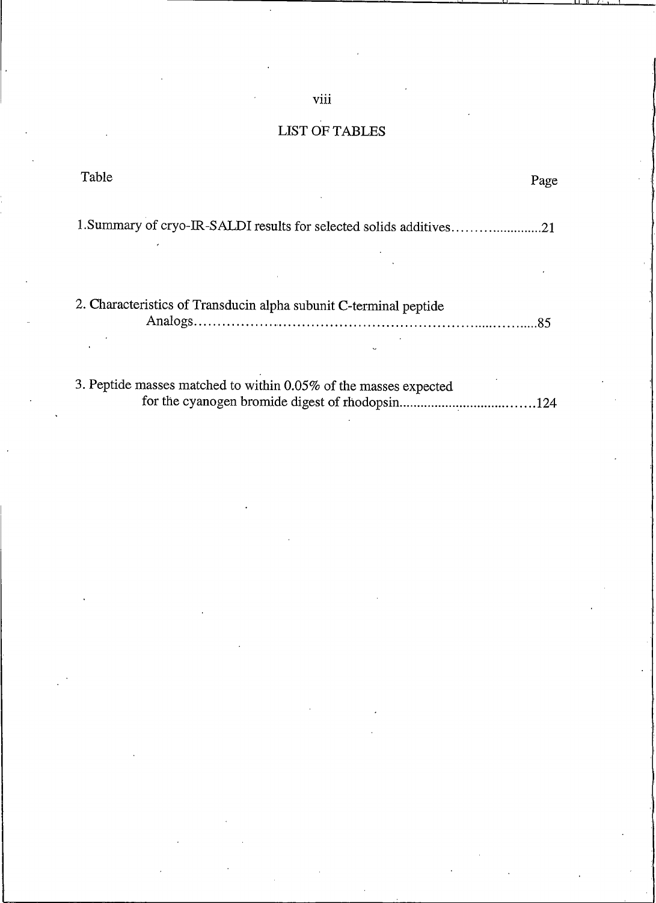# LIST OF TABLES

Table Page

1.Summary of cryo-IR-SALDI results for selected solids additives........................21

2. Characteristics of Transducin alpha subunit C-terminal peptide Analogs...........................................................................85

3. Peptide masses matched to within 0.05% of the masses expected for the cyanogen bromide digest of rhodopsin........................................124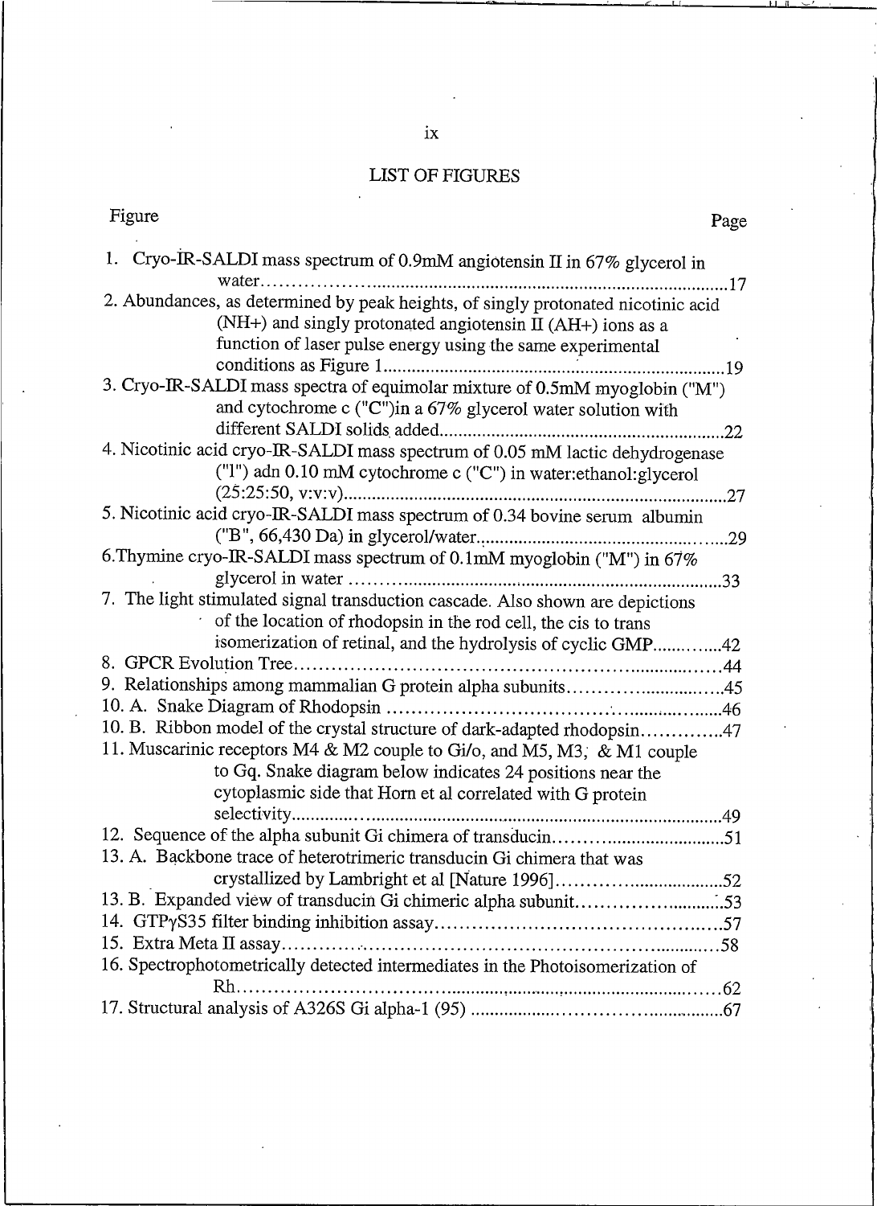## LIST OF FIGURES

| Figure | Page |
|---|---|
| 1. Cryo-IR-SALDI mass spectrum of 0.9mM angiotensin II in 67% glycerol in water | 17 |
| 2. Abundances, as determined by peak heights, of singly protonated nicotinic acid (NH+) and singly protonated angiotensin II (AH+) ions as a function of laser pulse energy using the same experimental conditions as Figure 1 | 19 |
| 3. Cryo-IR-SALDI mass spectra of equimolar mixture of 0.5mM myoglobin ("M") and cytochrome c ("C")in a 67% glycerol water solution with different SALDI solids added | 22 |
| 4. Nicotinic acid cryo-IR-SALDI mass spectrum of 0.05 mM lactic dehydrogenase ("l") adn 0.10 mM cytochrome c ("C") in water:ethanol:glycerol (25:25:50, v:v:v) | 27 |
| 5. Nicotinic acid cryo-IR-SALDI mass spectrum of 0.34 bovine serum albumin ("B", 66,430 Da) in glycerol/water | 29 |
| 6. Thymine cryo-IR-SALDI mass spectrum of 0.1mM myoglobin ("M") in 67% glycerol in water | 33 |
| 7. The light stimulated signal transduction cascade. Also shown are depictions of the location of rhodopsin in the rod cell, the cis to trans isomerization of retinal, and the hydrolysis of cyclic GMP | 42 |
| 8. GPCR Evolution Tree | 44 |
| 9. Relationships among mammalian G protein alpha subunits | 45 |
| 10. A. Snake Diagram of Rhodopsin | 46 |
| 10. B. Ribbon model of the crystal structure of dark-adapted rhodopsin | 47 |
| 11. Muscarinic receptors M4 & M2 couple to Gi/o, and M5, M3, & M1 couple to Gq. Snake diagram below indicates 24 positions near the cytoplasmic side that Horn et al correlated with G protein selectivity | 49 |
| 12. Sequence of the alpha subunit Gi chimera of transducin | 51 |
| 13. A. Backbone trace of heterotrimeric transducin Gi chimera that was crystallized by Lambright et al [Nature 1996] | 52 |
| 13. B. Expanded view of transducin Gi chimeric alpha subunit | 53 |
| 14. GTPγS35 filter binding inhibition assay | 57 |
| 15. Extra Meta II assay | 58 |
| 16. Spectrophotometrically detected intermediates in the Photoisomerization of Rh | 62 |
| 17. Structural analysis of A326S Gi alpha-1 (95) | 67 |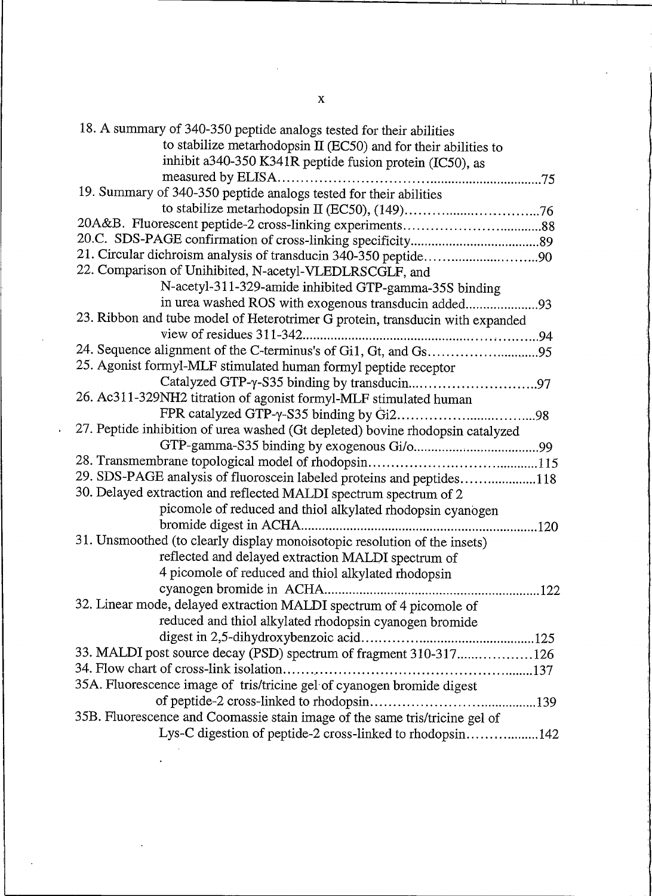18. A summary of 340-350 peptide analogs tested for their abilities to stabilize metarhodopsin II (EC50) and for their abilities to inhibit a340-350 K341R peptide fusion protein (IC50), as measured by ELISA.......................................................................75
19. Summary of 340-350 peptide analogs tested for their abilities to stabilize metarhodopsin II (EC50), (149).......................................76
20A&B. Fluorescent peptide-2 cross-linking experiments......................................88
20.C. SDS-PAGE confirmation of cross-linking specificity......................................89
21. Circular dichroism analysis of transducin 340-350 peptide..................................90
22. Comparison of Unihibited, N-acetyl-VLEDLRSCGLF, and N-acetyl-311-329-amide inhibited GTP-gamma-35S binding in urea washed ROS with exogenous transducin added.....................93
23. Ribbon and tube model of Heterotrimer G protein, transducin with expanded view of residues 311-342.......................................................................94
24. Sequence alignment of the C-terminus's of Gi1, Gt, and Gs...............................95
25. Agonist formyl-MLF stimulated human formyl peptide receptor Catalyzed GTP-γ-S35 binding by transducin.................................97
26. Ac311-329NH2 titration of agonist formyl-MLF stimulated human FPR catalyzed GTP-γ-S35 binding by Gi2........................................98
27. Peptide inhibition of urea washed (Gt depleted) bovine rhodopsin catalyzed GTP-gamma-S35 binding by exogenous Gi/o....................................99
28. Transmembrane topological model of rhodopsin..............................................115
29. SDS-PAGE analysis of fluoroscein labeled proteins and peptides.......................118
30. Delayed extraction and reflected MALDI spectrum spectrum of 2 picomole of reduced and thiol alkylated rhodopsin cyanogen bromide digest in ACHA.......................................................................120
31. Unsmoothed (to clearly display monoisotopic resolution of the insets) reflected and delayed extraction MALDI spectrum of 4 picomole of reduced and thiol alkylated rhodopsin cyanogen bromide in ACHA.................................................................122
32. Linear mode, delayed extraction MALDI spectrum of 4 picomole of reduced and thiol alkylated rhodopsin cyanogen bromide digest in 2,5-dihydroxybenzoic acid.....................................................125
33. MALDI post source decay (PSD) spectrum of fragment 310-317.......................126
34. Flow chart of cross-link isolation.......................................................................137
35A. Fluorescence image of tris/tricine gel of cyanogen bromide digest of peptide-2 cross-linked to rhodopsin................................................139
35B. Fluorescence and Coomassie stain image of the same tris/tricine gel of Lys-C digestion of peptide-2 cross-linked to rhodopsin...............................142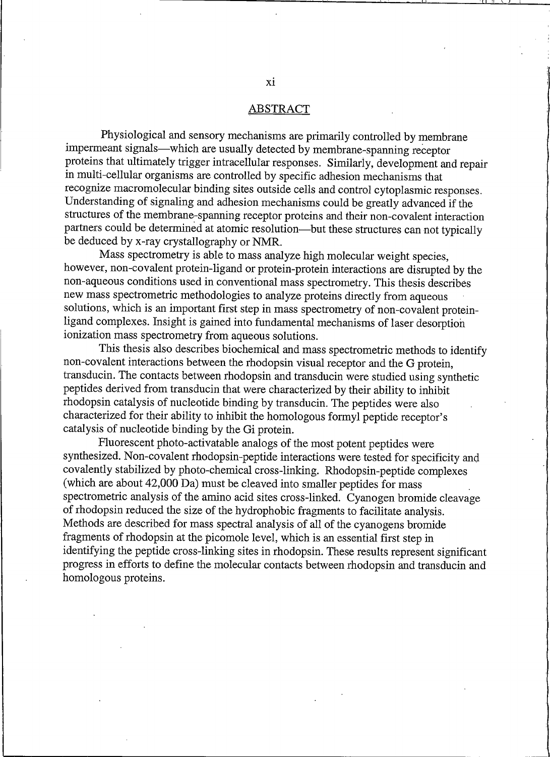## ABSTRACT

Physiological and sensory mechanisms are primarily controlled by membrane impermeant signals—which are usually detected by membrane-spanning receptor proteins that ultimately trigger intracellular responses. Similarly, development and repair in multi-cellular organisms are controlled by specific adhesion mechanisms that recognize macromolecular binding sites outside cells and control cytoplasmic responses. Understanding of signaling and adhesion mechanisms could be greatly advanced if the structures of the membrane-spanning receptor proteins and their non-covalent interaction partners could be determined at atomic resolution—but these structures can not typically be deduced by x-ray crystallography or NMR.

Mass spectrometry is able to mass analyze high molecular weight species, however, non-covalent protein-ligand or protein-protein interactions are disrupted by the non-aqueous conditions used in conventional mass spectrometry. This thesis describes new mass spectrometric methodologies to analyze proteins directly from aqueous solutions, which is an important first step in mass spectrometry of non-covalent protein-ligand complexes. Insight is gained into fundamental mechanisms of laser desorption ionization mass spectrometry from aqueous solutions.

This thesis also describes biochemical and mass spectrometric methods to identify non-covalent interactions between the rhodopsin visual receptor and the G protein, transducin. The contacts between rhodopsin and transducin were studied using synthetic peptides derived from transducin that were characterized by their ability to inhibit rhodopsin catalysis of nucleotide binding by transducin. The peptides were also characterized for their ability to inhibit the homologous formyl peptide receptor's catalysis of nucleotide binding by the Gi protein.

Fluorescent photo-activatable analogs of the most potent peptides were synthesized. Non-covalent rhodopsin-peptide interactions were tested for specificity and covalently stabilized by photo-chemical cross-linking. Rhodopsin-peptide complexes (which are about 42,000 Da) must be cleaved into smaller peptides for mass spectrometric analysis of the amino acid sites cross-linked. Cyanogen bromide cleavage of rhodopsin reduced the size of the hydrophobic fragments to facilitate analysis. Methods are described for mass spectral analysis of all of the cyanogens bromide fragments of rhodopsin at the picomole level, which is an essential first step in identifying the peptide cross-linking sites in rhodopsin. These results represent significant progress in efforts to define the molecular contacts between rhodopsin and transducin and homologous proteins.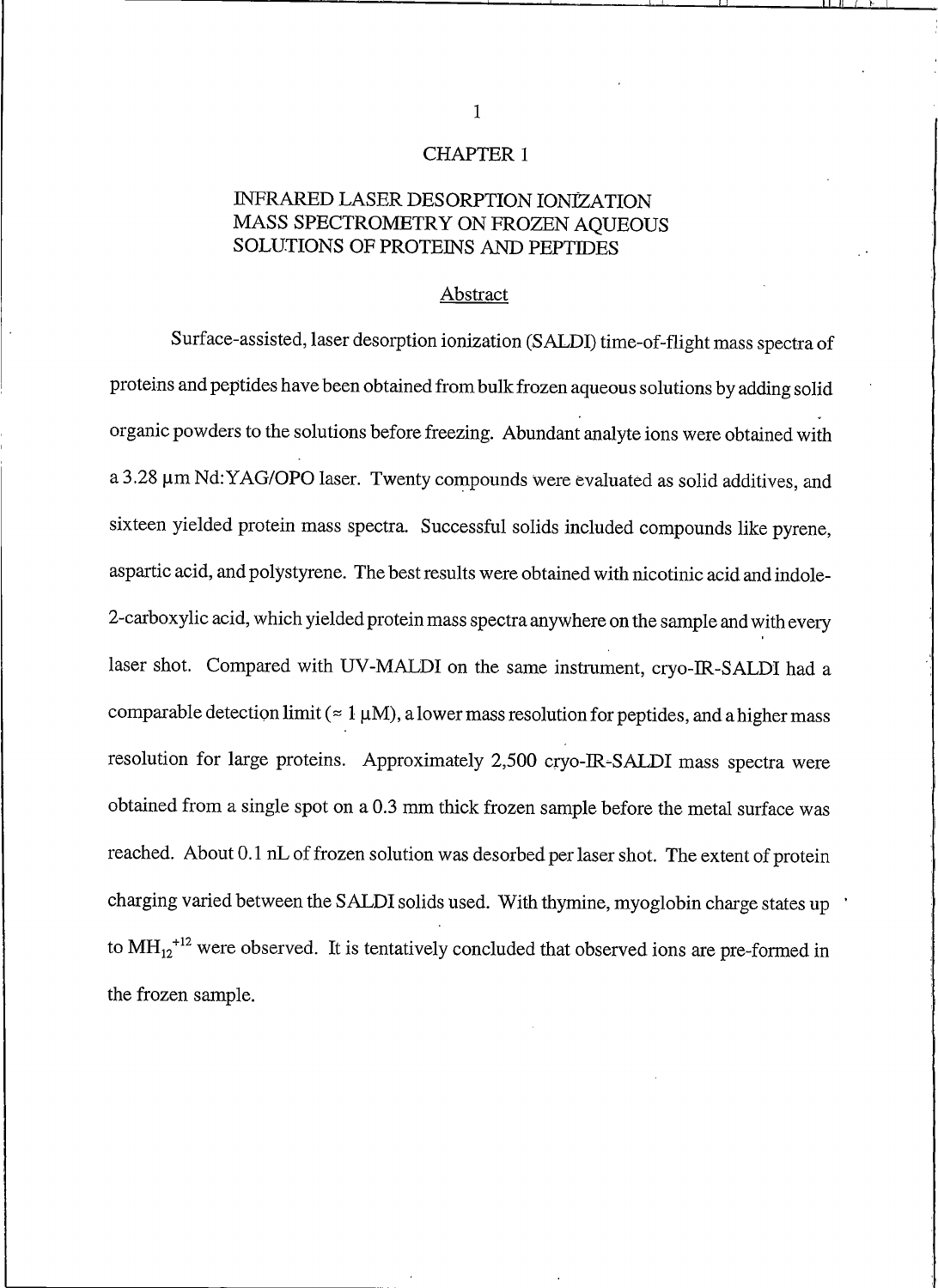# CHAPTER 1

## INFRARED LASER DESORPTION IONIZATION MASS SPECTROMETRY ON FROZEN AQUEOUS SOLUTIONS OF PROTEINS AND PEPTIDES

### Abstract

Surface-assisted, laser desorption ionization (SALDI) time-of-flight mass spectra of proteins and peptides have been obtained from bulk frozen aqueous solutions by adding solid organic powders to the solutions before freezing. Abundant analyte ions were obtained with a 3.28 μm Nd:YAG/OPO laser. Twenty compounds were evaluated as solid additives, and sixteen yielded protein mass spectra. Successful solids included compounds like pyrene, aspartic acid, and polystyrene. The best results were obtained with nicotinic acid and indole-2-carboxylic acid, which yielded protein mass spectra anywhere on the sample and with every laser shot. Compared with UV-MALDI on the same instrument, cryo-IR-SALDI had a comparable detection limit (≈ 1 μM), a lower mass resolution for peptides, and a higher mass resolution for large proteins. Approximately 2,500 cryo-IR-SALDI mass spectra were obtained from a single spot on a 0.3 mm thick frozen sample before the metal surface was reached. About 0.1 nL of frozen solution was desorbed per laser shot. The extent of protein charging varied between the SALDI solids used. With thymine, myoglobin charge states up to $MH_{12}^{+12}$ were observed. It is tentatively concluded that observed ions are pre-formed in the frozen sample.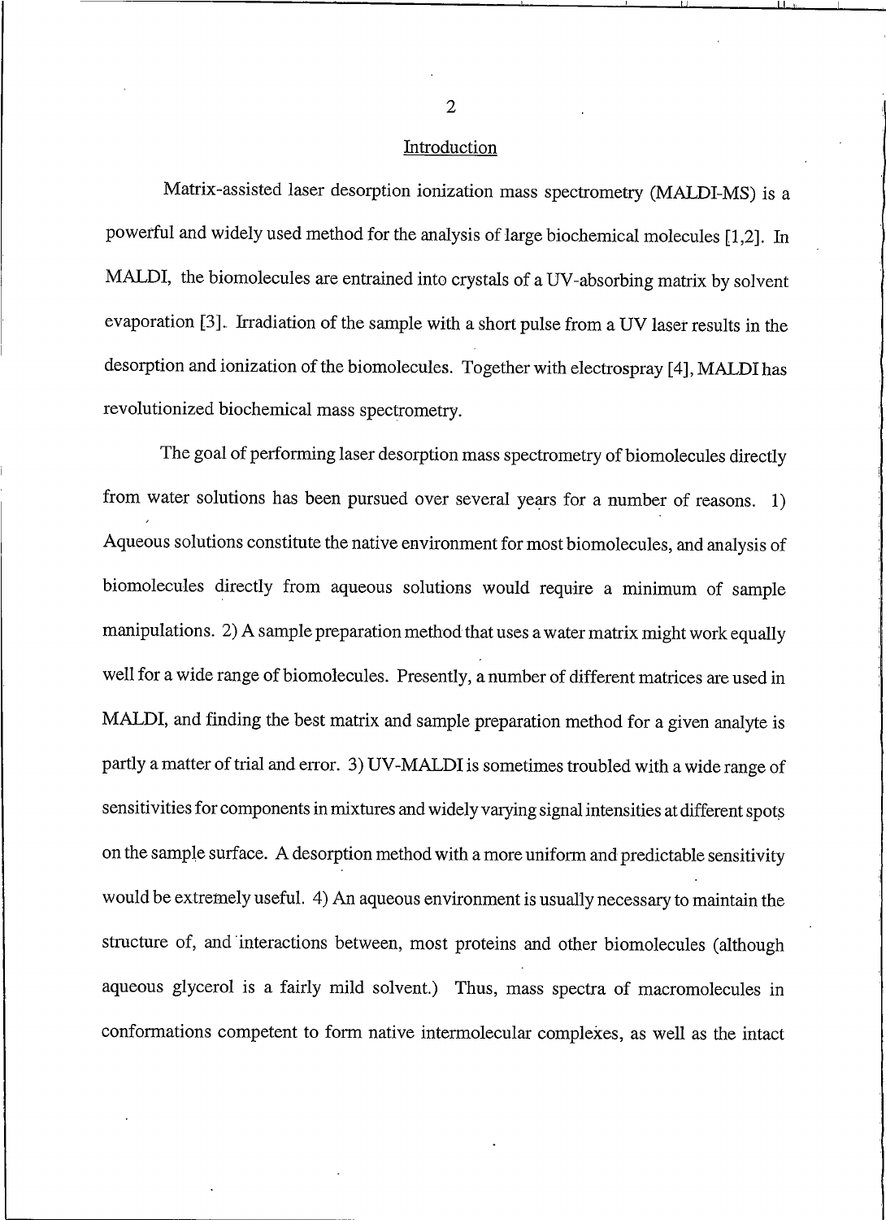## Introduction

Matrix-assisted laser desorption ionization mass spectrometry (MALDI-MS) is a powerful and widely used method for the analysis of large biochemical molecules [1,2]. In MALDI, the biomolecules are entrained into crystals of a UV-absorbing matrix by solvent evaporation [3]. Irradiation of the sample with a short pulse from a UV laser results in the desorption and ionization of the biomolecules. Together with electrospray [4], MALDI has revolutionized biochemical mass spectrometry.

The goal of performing laser desorption mass spectrometry of biomolecules directly from water solutions has been pursued over several years for a number of reasons. 1) Aqueous solutions constitute the native environment for most biomolecules, and analysis of biomolecules directly from aqueous solutions would require a minimum of sample manipulations. 2) A sample preparation method that uses a water matrix might work equally well for a wide range of biomolecules. Presently, a number of different matrices are used in MALDI, and finding the best matrix and sample preparation method for a given analyte is partly a matter of trial and error. 3) UV-MALDI is sometimes troubled with a wide range of sensitivities for components in mixtures and widely varying signal intensities at different spots on the sample surface. A desorption method with a more uniform and predictable sensitivity would be extremely useful. 4) An aqueous environment is usually necessary to maintain the structure of, and interactions between, most proteins and other biomolecules (although aqueous glycerol is a fairly mild solvent.) Thus, mass spectra of macromolecules in conformations competent to form native intermolecular complexes, as well as the intact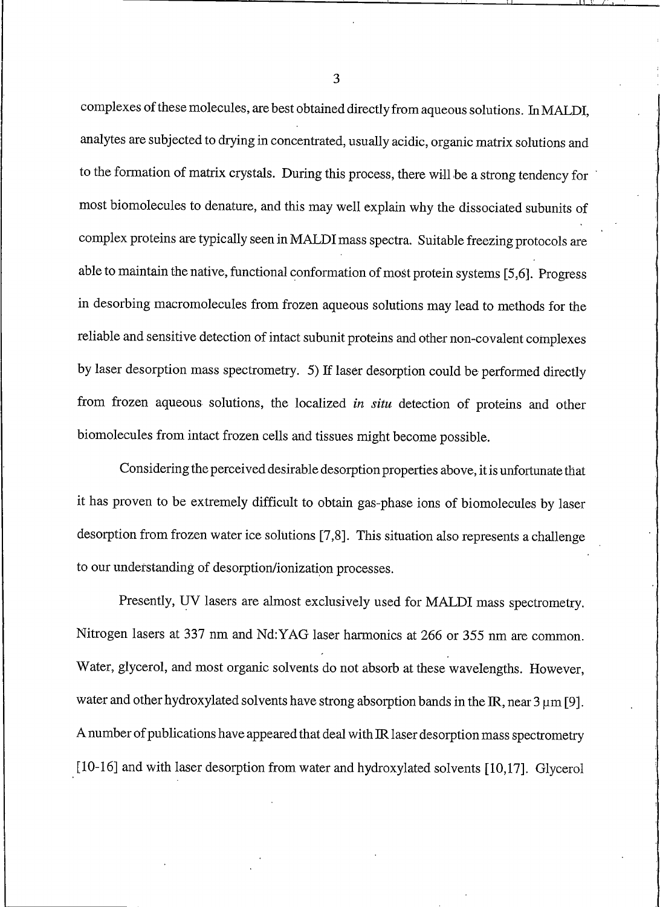complexes of these molecules, are best obtained directly from aqueous solutions. In MALDI, analytes are subjected to drying in concentrated, usually acidic, organic matrix solutions and to the formation of matrix crystals. During this process, there will be a strong tendency for most biomolecules to denature, and this may well explain why the dissociated subunits of complex proteins are typically seen in MALDI mass spectra. Suitable freezing protocols are able to maintain the native, functional conformation of most protein systems [5,6]. Progress in desorbing macromolecules from frozen aqueous solutions may lead to methods for the reliable and sensitive detection of intact subunit proteins and other non-covalent complexes by laser desorption mass spectrometry. 5) If laser desorption could be performed directly from frozen aqueous solutions, the localized *in situ* detection of proteins and other biomolecules from intact frozen cells and tissues might become possible.

Considering the perceived desirable desorption properties above, it is unfortunate that it has proven to be extremely difficult to obtain gas-phase ions of biomolecules by laser desorption from frozen water ice solutions [7,8]. This situation also represents a challenge to our understanding of desorption/ionization processes.

Presently, UV lasers are almost exclusively used for MALDI mass spectrometry. Nitrogen lasers at 337 nm and Nd:YAG laser harmonics at 266 or 355 nm are common. Water, glycerol, and most organic solvents do not absorb at these wavelengths. However, water and other hydroxylated solvents have strong absorption bands in the IR, near 3 μm [9]. A number of publications have appeared that deal with IR laser desorption mass spectrometry [10-16] and with laser desorption from water and hydroxylated solvents [10,17]. Glycerol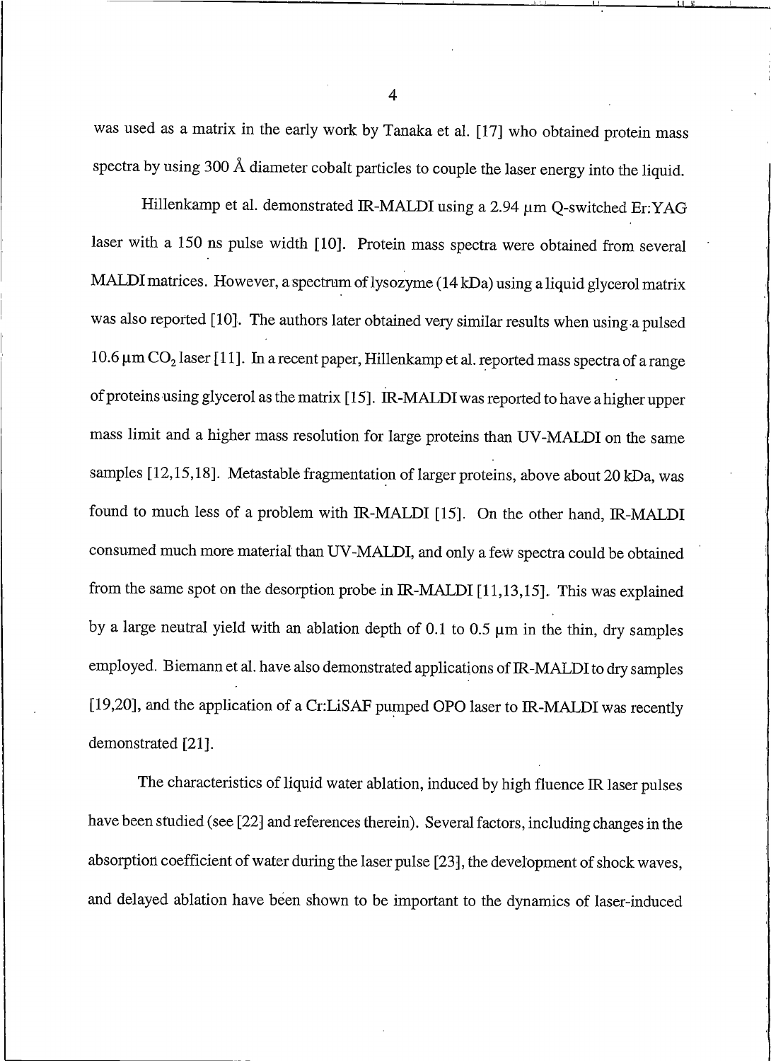was used as a matrix in the early work by Tanaka et al. [17] who obtained protein mass spectra by using 300 Å diameter cobalt particles to couple the laser energy into the liquid.

Hillenkamp et al. demonstrated IR-MALDI using a 2.94 μm Q-switched Er:YAG laser with a 150 ns pulse width [10]. Protein mass spectra were obtained from several MALDI matrices. However, a spectrum of lysozyme (14 kDa) using a liquid glycerol matrix was also reported [10]. The authors later obtained very similar results when using a pulsed 10.6 μm $CO_2$ laser [11]. In a recent paper, Hillenkamp et al. reported mass spectra of a range of proteins using glycerol as the matrix [15]. IR-MALDI was reported to have a higher upper mass limit and a higher mass resolution for large proteins than UV-MALDI on the same samples [12,15,18]. Metastable fragmentation of larger proteins, above about 20 kDa, was found to much less of a problem with IR-MALDI [15]. On the other hand, IR-MALDI consumed much more material than UV-MALDI, and only a few spectra could be obtained from the same spot on the desorption probe in IR-MALDI [11,13,15]. This was explained by a large neutral yield with an ablation depth of 0.1 to 0.5 μm in the thin, dry samples employed. Biemann et al. have also demonstrated applications of IR-MALDI to dry samples [19,20], and the application of a Cr:LiSAF pumped OPO laser to IR-MALDI was recently demonstrated [21].

The characteristics of liquid water ablation, induced by high fluence IR laser pulses have been studied (see [22] and references therein). Several factors, including changes in the absorption coefficient of water during the laser pulse [23], the development of shock waves, and delayed ablation have been shown to be important to the dynamics of laser-induced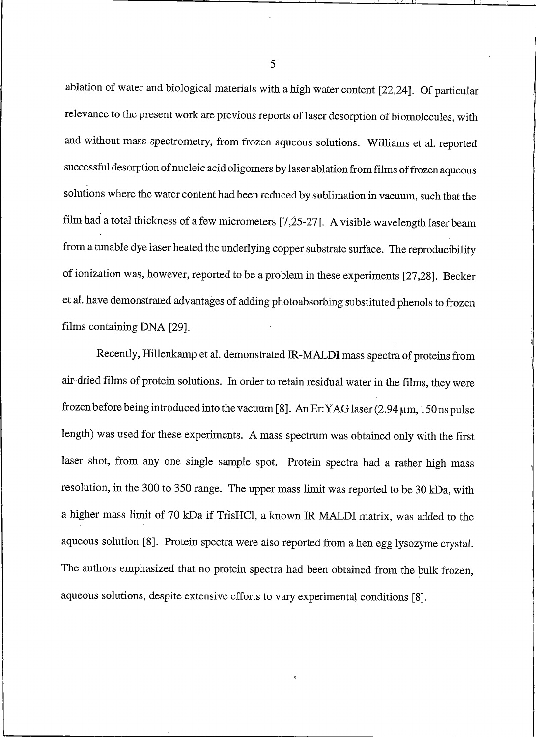ablation of water and biological materials with a high water content [22,24]. Of particular relevance to the present work are previous reports of laser desorption of biomolecules, with and without mass spectrometry, from frozen aqueous solutions. Williams et al. reported successful desorption of nucleic acid oligomers by laser ablation from films of frozen aqueous solutions where the water content had been reduced by sublimation in vacuum, such that the film had a total thickness of a few micrometers [7,25-27]. A visible wavelength laser beam from a tunable dye laser heated the underlying copper substrate surface. The reproducibility of ionization was, however, reported to be a problem in these experiments [27,28]. Becker et al. have demonstrated advantages of adding photoabsorbing substituted phenols to frozen films containing DNA [29].

Recently, Hillenkamp et al. demonstrated IR-MALDI mass spectra of proteins from air-dried films of protein solutions. In order to retain residual water in the films, they were frozen before being introduced into the vacuum [8]. An Er:YAG laser (2.94 μm, 150 ns pulse length) was used for these experiments. A mass spectrum was obtained only with the first laser shot, from any one single sample spot. Protein spectra had a rather high mass resolution, in the 300 to 350 range. The upper mass limit was reported to be 30 kDa, with a higher mass limit of 70 kDa if TrisHCl, a known IR MALDI matrix, was added to the aqueous solution [8]. Protein spectra were also reported from a hen egg lysozyme crystal. The authors emphasized that no protein spectra had been obtained from the bulk frozen, aqueous solutions, despite extensive efforts to vary experimental conditions [8].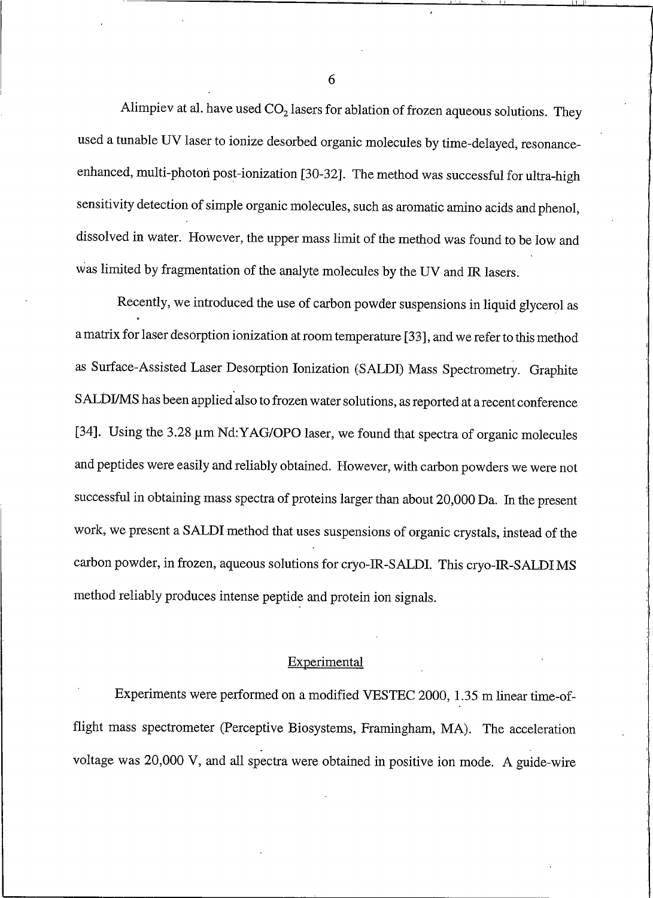Alimpiev at al. have used $CO_2$ lasers for ablation of frozen aqueous solutions. They used a tunable UV laser to ionize desorbed organic molecules by time-delayed, resonance-enhanced, multi-photon post-ionization [30-32]. The method was successful for ultra-high sensitivity detection of simple organic molecules, such as aromatic amino acids and phenol, dissolved in water. However, the upper mass limit of the method was found to be low and was limited by fragmentation of the analyte molecules by the UV and IR lasers.

Recently, we introduced the use of carbon powder suspensions in liquid glycerol as a matrix for laser desorption ionization at room temperature [33], and we refer to this method as Surface-Assisted Laser Desorption Ionization (SALDI) Mass Spectrometry. Graphite SALDI/MS has been applied also to frozen water solutions, as reported at a recent conference [34]. Using the 3.28 μm Nd:YAG/OPO laser, we found that spectra of organic molecules and peptides were easily and reliably obtained. However, with carbon powders we were not successful in obtaining mass spectra of proteins larger than about 20,000 Da. In the present work, we present a SALDI method that uses suspensions of organic crystals, instead of the carbon powder, in frozen, aqueous solutions for cryo-IR-SALDI. This cryo-IR-SALDI MS method reliably produces intense peptide and protein ion signals.

## Experimental

Experiments were performed on a modified VESTEC 2000, 1.35 m linear time-of-flight mass spectrometer (Perceptive Biosystems, Framingham, MA). The acceleration voltage was 20,000 V, and all spectra were obtained in positive ion mode. A guide-wire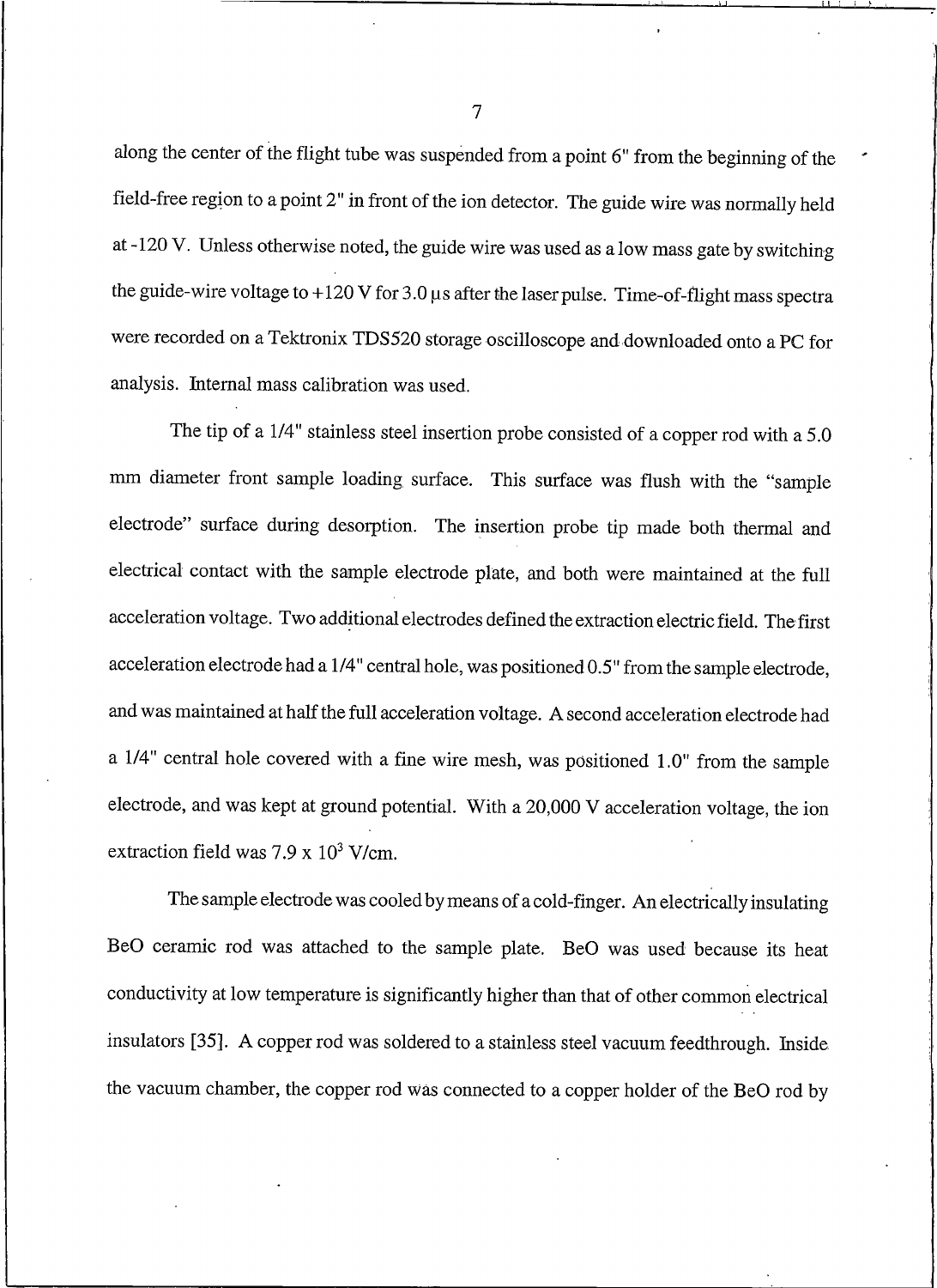along the center of the flight tube was suspended from a point 6" from the beginning of the field-free region to a point 2" in front of the ion detector. The guide wire was normally held at -120 V. Unless otherwise noted, the guide wire was used as a low mass gate by switching the guide-wire voltage to +120 V for 3.0 μs after the laser pulse. Time-of-flight mass spectra were recorded on a Tektronix TDS520 storage oscilloscope and downloaded onto a PC for analysis. Internal mass calibration was used.

The tip of a 1/4" stainless steel insertion probe consisted of a copper rod with a 5.0 mm diameter front sample loading surface. This surface was flush with the "sample electrode" surface during desorption. The insertion probe tip made both thermal and electrical contact with the sample electrode plate, and both were maintained at the full acceleration voltage. Two additional electrodes defined the extraction electric field. The first acceleration electrode had a 1/4" central hole, was positioned 0.5" from the sample electrode, and was maintained at half the full acceleration voltage. A second acceleration electrode had a 1/4" central hole covered with a fine wire mesh, was positioned 1.0" from the sample electrode, and was kept at ground potential. With a 20,000 V acceleration voltage, the ion extraction field was $7.9 \times 10^3$ V/cm.

The sample electrode was cooled by means of a cold-finger. An electrically insulating BeO ceramic rod was attached to the sample plate. BeO was used because its heat conductivity at low temperature is significantly higher than that of other common electrical insulators [35]. A copper rod was soldered to a stainless steel vacuum feedthrough. Inside the vacuum chamber, the copper rod was connected to a copper holder of the BeO rod by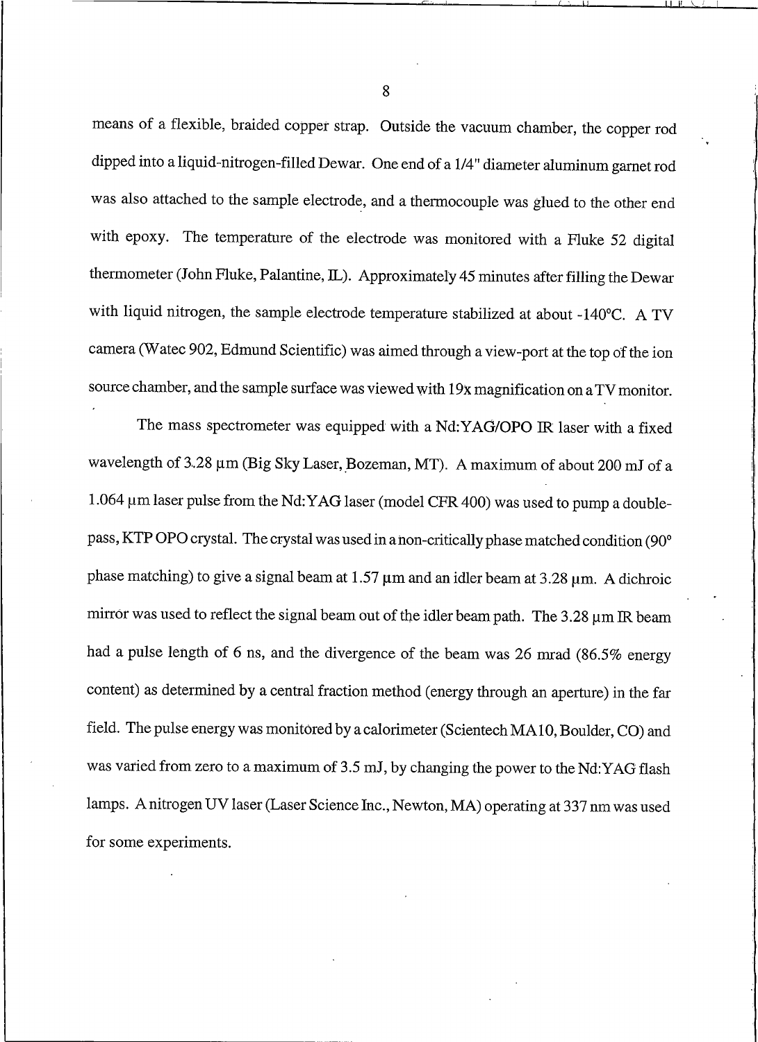means of a flexible, braided copper strap. Outside the vacuum chamber, the copper rod dipped into a liquid-nitrogen-filled Dewar. One end of a 1/4" diameter aluminum garnet rod was also attached to the sample electrode, and a thermocouple was glued to the other end with epoxy. The temperature of the electrode was monitored with a Fluke 52 digital thermometer (John Fluke, Palantine, IL). Approximately 45 minutes after filling the Dewar with liquid nitrogen, the sample electrode temperature stabilized at about -140°C. A TV camera (Watec 902, Edmund Scientific) was aimed through a view-port at the top of the ion source chamber, and the sample surface was viewed with 19x magnification on a TV monitor.

The mass spectrometer was equipped with a Nd:YAG/OPO IR laser with a fixed wavelength of 3.28 μm (Big Sky Laser, Bozeman, MT). A maximum of about 200 mJ of a 1.064 μm laser pulse from the Nd:YAG laser (model CFR 400) was used to pump a double-pass, KTP OPO crystal. The crystal was used in a non-critically phase matched condition (90° phase matching) to give a signal beam at 1.57 μm and an idler beam at 3.28 μm. A dichroic mirror was used to reflect the signal beam out of the idler beam path. The 3.28 μm IR beam had a pulse length of 6 ns, and the divergence of the beam was 26 mrad (86.5% energy content) as determined by a central fraction method (energy through an aperture) in the far field. The pulse energy was monitored by a calorimeter (Scientech MA10, Boulder, CO) and was varied from zero to a maximum of 3.5 mJ, by changing the power to the Nd:YAG flash lamps. A nitrogen UV laser (Laser Science Inc., Newton, MA) operating at 337 nm was used for some experiments.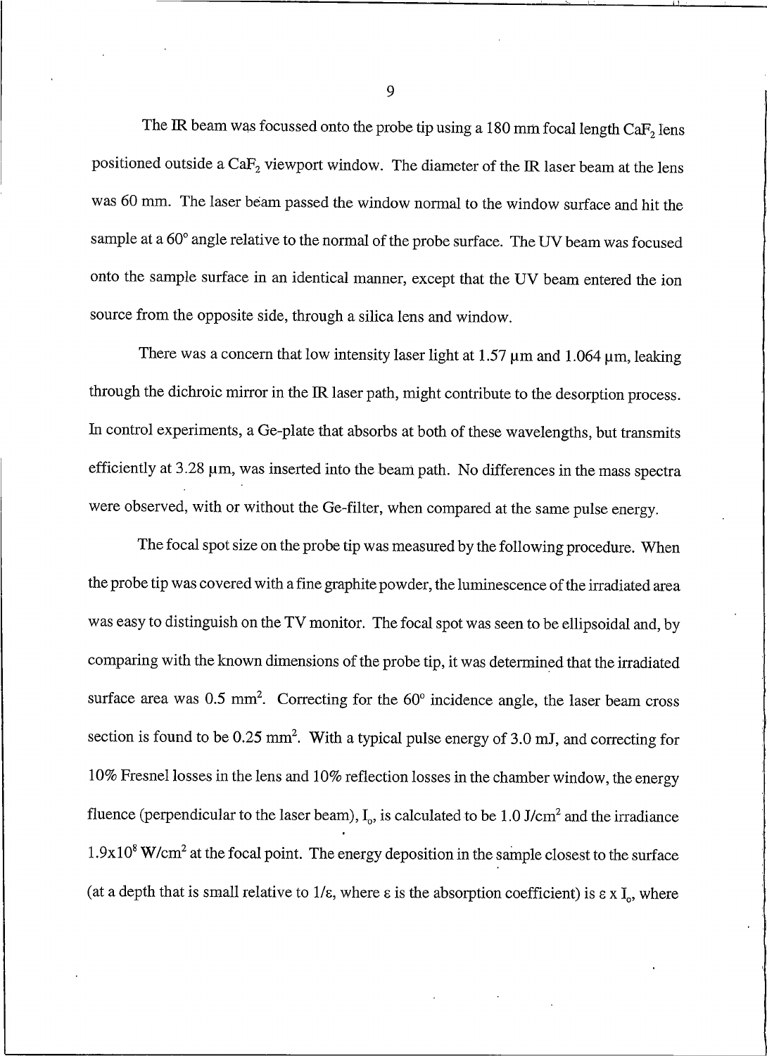The IR beam was focussed onto the probe tip using a 180 mm focal length $CaF_2$ lens positioned outside a $CaF_2$ viewport window. The diameter of the IR laser beam at the lens was 60 mm. The laser beam passed the window normal to the window surface and hit the sample at a 60° angle relative to the normal of the probe surface. The UV beam was focused onto the sample surface in an identical manner, except that the UV beam entered the ion source from the opposite side, through a silica lens and window.

There was a concern that low intensity laser light at 1.57 μm and 1.064 μm, leaking through the dichroic mirror in the IR laser path, might contribute to the desorption process. In control experiments, a Ge-plate that absorbs at both of these wavelengths, but transmits efficiently at 3.28 μm, was inserted into the beam path. No differences in the mass spectra were observed, with or without the Ge-filter, when compared at the same pulse energy.

The focal spot size on the probe tip was measured by the following procedure. When the probe tip was covered with a fine graphite powder, the luminescence of the irradiated area was easy to distinguish on the TV monitor. The focal spot was seen to be ellipsoidal and, by comparing with the known dimensions of the probe tip, it was determined that the irradiated surface area was 0.5 $mm^2$. Correcting for the 60° incidence angle, the laser beam cross section is found to be 0.25 $mm^2$. With a typical pulse energy of 3.0 mJ, and correcting for 10% Fresnel losses in the lens and 10% reflection losses in the chamber window, the energy fluence (perpendicular to the laser beam), $I_o$, is calculated to be 1.0 J/$cm^2$ and the irradiance $1.9 \times 10^8$ W/$cm^2$ at the focal point. The energy deposition in the sample closest to the surface (at a depth that is small relative to $1/\varepsilon$, where $\varepsilon$ is the absorption coefficient) is $\varepsilon \times I_o$, where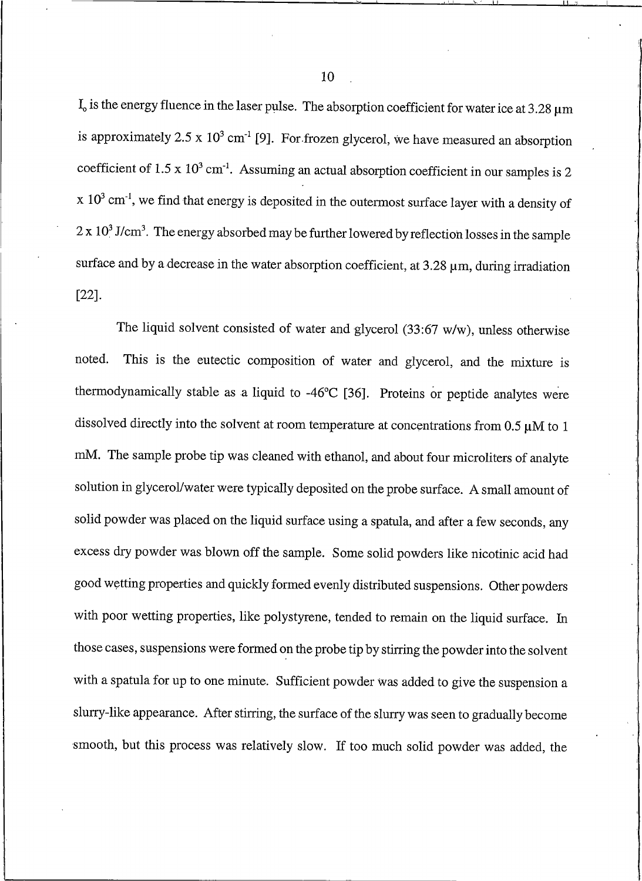$I_o$ is the energy fluence in the laser pulse. The absorption coefficient for water ice at 3.28 μm is approximately $2.5 \times 10^3$ cm$^{-1}$ [9]. For frozen glycerol, we have measured an absorption coefficient of $1.5 \times 10^3$ cm$^{-1}$. Assuming an actual absorption coefficient in our samples is $2 \times 10^3$ cm$^{-1}$, we find that energy is deposited in the outermost surface layer with a density of $2 \times 10^3$ J/cm$^3$. The energy absorbed may be further lowered by reflection losses in the sample surface and by a decrease in the water absorption coefficient, at 3.28 μm, during irradiation [22].

The liquid solvent consisted of water and glycerol (33:67 w/w), unless otherwise noted. This is the eutectic composition of water and glycerol, and the mixture is thermodynamically stable as a liquid to -46°C [36]. Proteins or peptide analytes were dissolved directly into the solvent at room temperature at concentrations from 0.5 μM to 1 mM. The sample probe tip was cleaned with ethanol, and about four microliters of analyte solution in glycerol/water were typically deposited on the probe surface. A small amount of solid powder was placed on the liquid surface using a spatula, and after a few seconds, any excess dry powder was blown off the sample. Some solid powders like nicotinic acid had good wetting properties and quickly formed evenly distributed suspensions. Other powders with poor wetting properties, like polystyrene, tended to remain on the liquid surface. In those cases, suspensions were formed on the probe tip by stirring the powder into the solvent with a spatula for up to one minute. Sufficient powder was added to give the suspension a slurry-like appearance. After stirring, the surface of the slurry was seen to gradually become smooth, but this process was relatively slow. If too much solid powder was added, the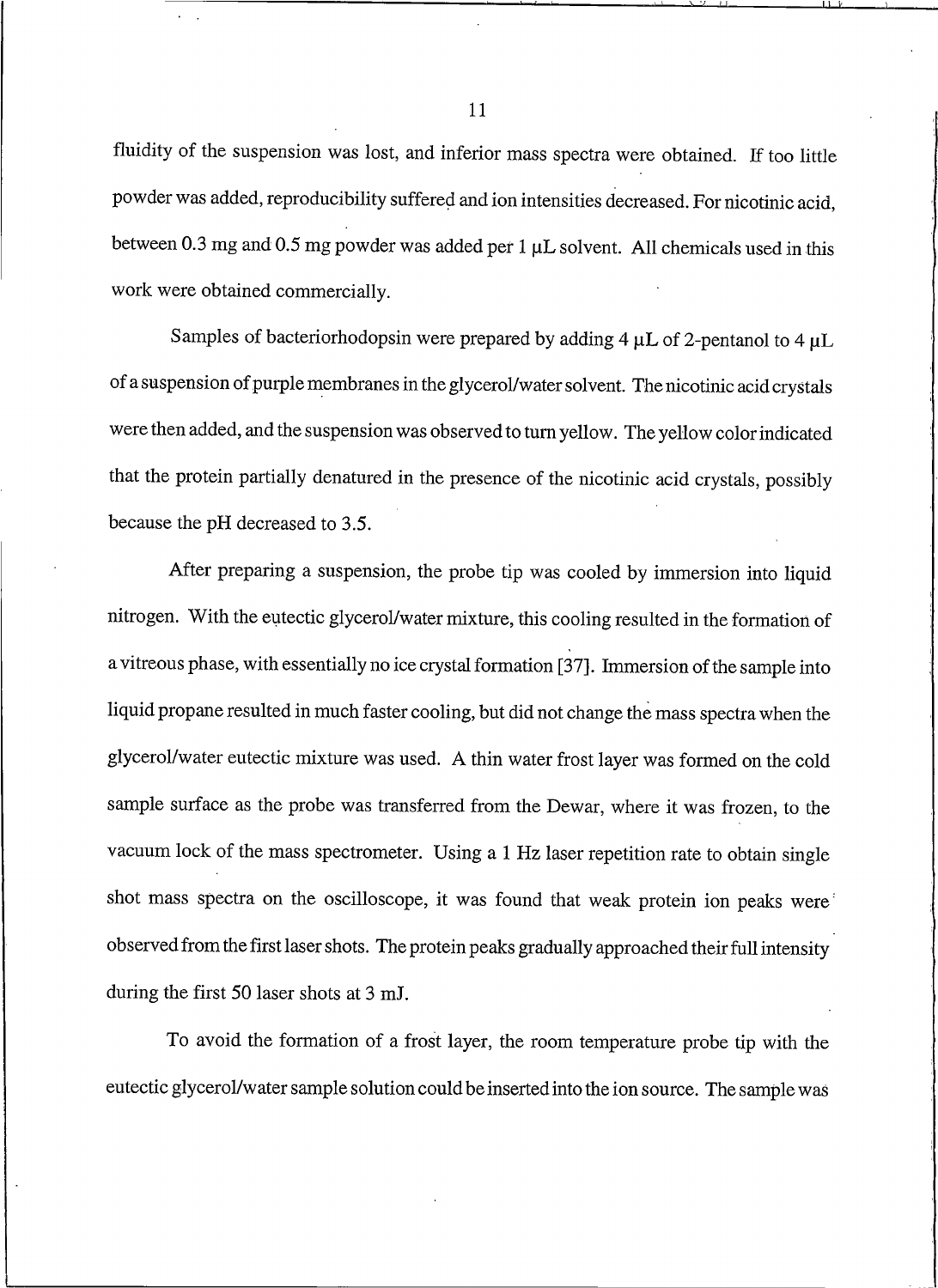fluidity of the suspension was lost, and inferior mass spectra were obtained. If too little powder was added, reproducibility suffered and ion intensities decreased. For nicotinic acid, between 0.3 mg and 0.5 mg powder was added per 1 μL solvent. All chemicals used in this work were obtained commercially.

Samples of bacteriorhodopsin were prepared by adding 4 μL of 2-pentanol to 4 μL of a suspension of purple membranes in the glycerol/water solvent. The nicotinic acid crystals were then added, and the suspension was observed to turn yellow. The yellow color indicated that the protein partially denatured in the presence of the nicotinic acid crystals, possibly because the pH decreased to 3.5.

After preparing a suspension, the probe tip was cooled by immersion into liquid nitrogen. With the eutectic glycerol/water mixture, this cooling resulted in the formation of a vitreous phase, with essentially no ice crystal formation [37]. Immersion of the sample into liquid propane resulted in much faster cooling, but did not change the mass spectra when the glycerol/water eutectic mixture was used. A thin water frost layer was formed on the cold sample surface as the probe was transferred from the Dewar, where it was frozen, to the vacuum lock of the mass spectrometer. Using a 1 Hz laser repetition rate to obtain single shot mass spectra on the oscilloscope, it was found that weak protein ion peaks were observed from the first laser shots. The protein peaks gradually approached their full intensity during the first 50 laser shots at 3 mJ.

To avoid the formation of a frost layer, the room temperature probe tip with the eutectic glycerol/water sample solution could be inserted into the ion source. The sample was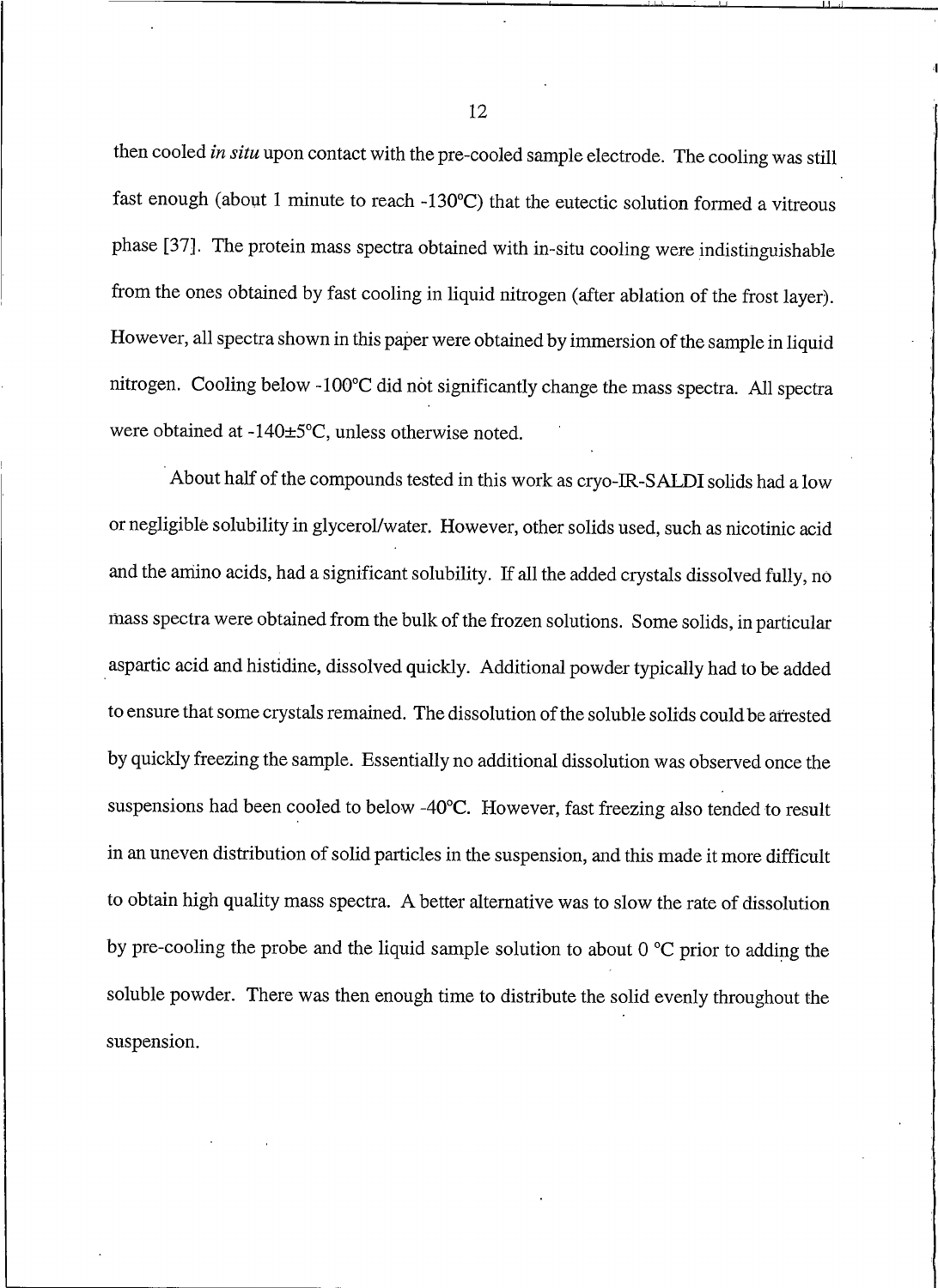then cooled *in situ* upon contact with the pre-cooled sample electrode. The cooling was still fast enough (about 1 minute to reach -130°C) that the eutectic solution formed a vitreous phase [37]. The protein mass spectra obtained with in-situ cooling were indistinguishable from the ones obtained by fast cooling in liquid nitrogen (after ablation of the frost layer). However, all spectra shown in this paper were obtained by immersion of the sample in liquid nitrogen. Cooling below -100°C did not significantly change the mass spectra. All spectra were obtained at -140±5°C, unless otherwise noted.

About half of the compounds tested in this work as cryo-IR-SALDI solids had a low or negligible solubility in glycerol/water. However, other solids used, such as nicotinic acid and the amino acids, had a significant solubility. If all the added crystals dissolved fully, no mass spectra were obtained from the bulk of the frozen solutions. Some solids, in particular aspartic acid and histidine, dissolved quickly. Additional powder typically had to be added to ensure that some crystals remained. The dissolution of the soluble solids could be arrested by quickly freezing the sample. Essentially no additional dissolution was observed once the suspensions had been cooled to below -40°C. However, fast freezing also tended to result in an uneven distribution of solid particles in the suspension, and this made it more difficult to obtain high quality mass spectra. A better alternative was to slow the rate of dissolution by pre-cooling the probe and the liquid sample solution to about 0 °C prior to adding the soluble powder. There was then enough time to distribute the solid evenly throughout the suspension.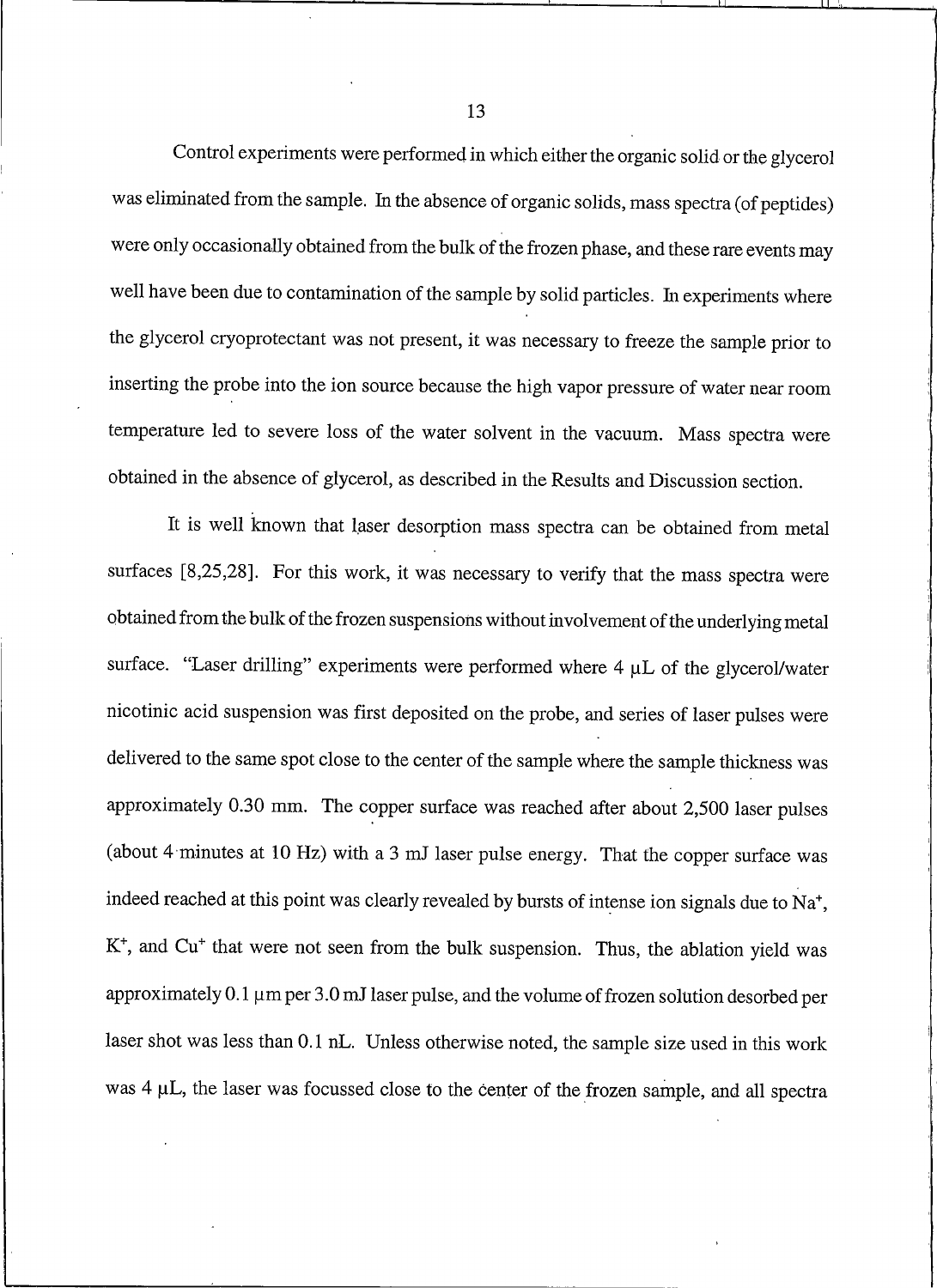Control experiments were performed in which either the organic solid or the glycerol was eliminated from the sample. In the absence of organic solids, mass spectra (of peptides) were only occasionally obtained from the bulk of the frozen phase, and these rare events may well have been due to contamination of the sample by solid particles. In experiments where the glycerol cryoprotectant was not present, it was necessary to freeze the sample prior to inserting the probe into the ion source because the high vapor pressure of water near room temperature led to severe loss of the water solvent in the vacuum. Mass spectra were obtained in the absence of glycerol, as described in the Results and Discussion section.

It is well known that laser desorption mass spectra can be obtained from metal surfaces [8,25,28]. For this work, it was necessary to verify that the mass spectra were obtained from the bulk of the frozen suspensions without involvement of the underlying metal surface. "Laser drilling" experiments were performed where 4 μL of the glycerol/water nicotinic acid suspension was first deposited on the probe, and series of laser pulses were delivered to the same spot close to the center of the sample where the sample thickness was approximately 0.30 mm. The copper surface was reached after about 2,500 laser pulses (about 4 minutes at 10 Hz) with a 3 mJ laser pulse energy. That the copper surface was indeed reached at this point was clearly revealed by bursts of intense ion signals due to $Na^+$, $K^+$, and $Cu^+$ that were not seen from the bulk suspension. Thus, the ablation yield was approximately 0.1 μm per 3.0 mJ laser pulse, and the volume of frozen solution desorbed per laser shot was less than 0.1 nL. Unless otherwise noted, the sample size used in this work was 4 μL, the laser was focussed close to the center of the frozen sample, and all spectra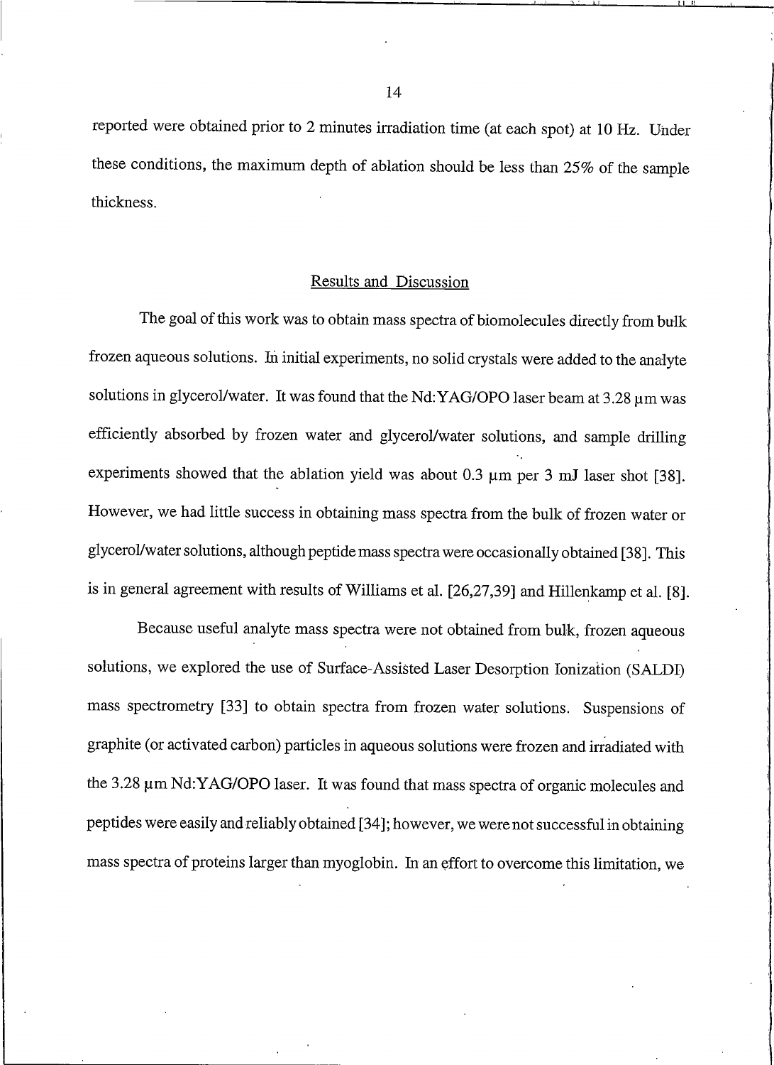reported were obtained prior to 2 minutes irradiation time (at each spot) at 10 Hz. Under these conditions, the maximum depth of ablation should be less than 25% of the sample thickness.

## Results and Discussion

The goal of this work was to obtain mass spectra of biomolecules directly from bulk frozen aqueous solutions. In initial experiments, no solid crystals were added to the analyte solutions in glycerol/water. It was found that the Nd:YAG/OPO laser beam at 3.28 μm was efficiently absorbed by frozen water and glycerol/water solutions, and sample drilling experiments showed that the ablation yield was about 0.3 μm per 3 mJ laser shot [38]. However, we had little success in obtaining mass spectra from the bulk of frozen water or glycerol/water solutions, although peptide mass spectra were occasionally obtained [38]. This is in general agreement with results of Williams et al. [26,27,39] and Hillenkamp et al. [8].

Because useful analyte mass spectra were not obtained from bulk, frozen aqueous solutions, we explored the use of Surface-Assisted Laser Desorption Ionization (SALDI) mass spectrometry [33] to obtain spectra from frozen water solutions. Suspensions of graphite (or activated carbon) particles in aqueous solutions were frozen and irradiated with the 3.28 μm Nd:YAG/OPO laser. It was found that mass spectra of organic molecules and peptides were easily and reliably obtained [34]; however, we were not successful in obtaining mass spectra of proteins larger than myoglobin. In an effort to overcome this limitation, we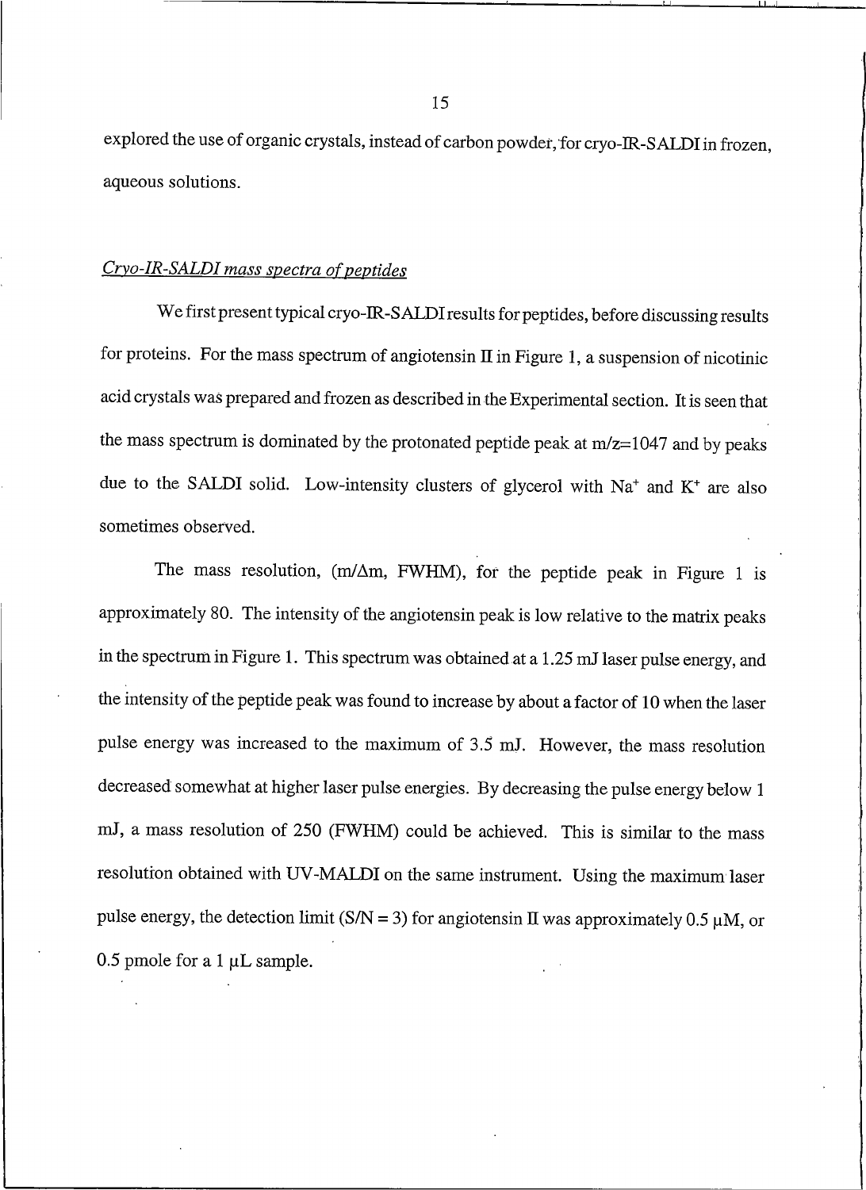explored the use of organic crystals, instead of carbon powder, for cryo-IR-SALDI in frozen, aqueous solutions.

*Cryo-IR-SALDI mass spectra of peptides*

We first present typical cryo-IR-SALDI results for peptides, before discussing results for proteins. For the mass spectrum of angiotensin II in Figure 1, a suspension of nicotinic acid crystals was prepared and frozen as described in the Experimental section. It is seen that the mass spectrum is dominated by the protonated peptide peak at m/z=1047 and by peaks due to the SALDI solid. Low-intensity clusters of glycerol with $Na^+$ and $K^+$ are also sometimes observed.

The mass resolution, (m/$\Delta$m, FWHM), for the peptide peak in Figure 1 is approximately 80. The intensity of the angiotensin peak is low relative to the matrix peaks in the spectrum in Figure 1. This spectrum was obtained at a 1.25 mJ laser pulse energy, and the intensity of the peptide peak was found to increase by about a factor of 10 when the laser pulse energy was increased to the maximum of 3.5 mJ. However, the mass resolution decreased somewhat at higher laser pulse energies. By decreasing the pulse energy below 1 mJ, a mass resolution of 250 (FWHM) could be achieved. This is similar to the mass resolution obtained with UV-MALDI on the same instrument. Using the maximum laser pulse energy, the detection limit (S/N = 3) for angiotensin II was approximately 0.5 μM, or 0.5 pmole for a 1 μL sample.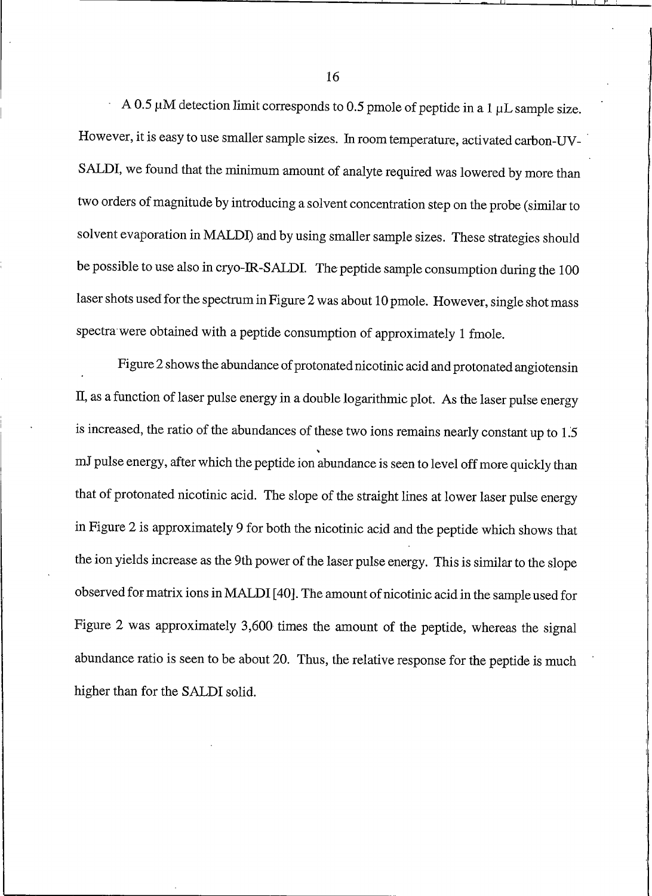A 0.5 μM detection limit corresponds to 0.5 pmole of peptide in a 1 μL sample size. However, it is easy to use smaller sample sizes. In room temperature, activated carbon-UV-SALDI, we found that the minimum amount of analyte required was lowered by more than two orders of magnitude by introducing a solvent concentration step on the probe (similar to solvent evaporation in MALDI) and by using smaller sample sizes. These strategies should be possible to use also in cryo-IR-SALDI. The peptide sample consumption during the 100 laser shots used for the spectrum in Figure 2 was about 10 pmole. However, single shot mass spectra were obtained with a peptide consumption of approximately 1 fmole.

Figure 2 shows the abundance of protonated nicotinic acid and protonated angiotensin II, as a function of laser pulse energy in a double logarithmic plot. As the laser pulse energy is increased, the ratio of the abundances of these two ions remains nearly constant up to 1.5 mJ pulse energy, after which the peptide ion abundance is seen to level off more quickly than that of protonated nicotinic acid. The slope of the straight lines at lower laser pulse energy in Figure 2 is approximately 9 for both the nicotinic acid and the peptide which shows that the ion yields increase as the 9th power of the laser pulse energy. This is similar to the slope observed for matrix ions in MALDI [40]. The amount of nicotinic acid in the sample used for Figure 2 was approximately 3,600 times the amount of the peptide, whereas the signal abundance ratio is seen to be about 20. Thus, the relative response for the peptide is much higher than for the SALDI solid.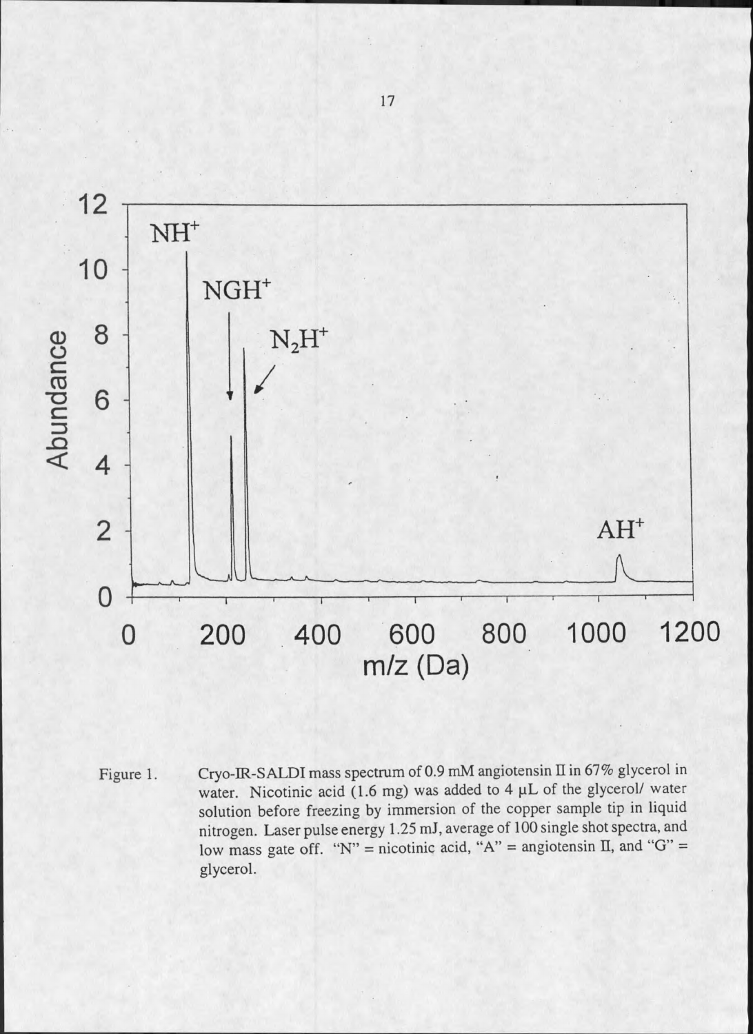Figure 1. Cryo-IR-SALDI mass spectrum of 0.9 mM angiotensin II in 67% glycerol in water. Nicotinic acid (1.6 mg) was added to 4 μL of the glycerol/ water solution before freezing by immersion of the copper sample tip in liquid nitrogen. Laser pulse energy 1.25 mJ, average of 100 single shot spectra, and low mass gate off. "N" = nicotinic acid, "A" = angiotensin II, and "G" = glycerol.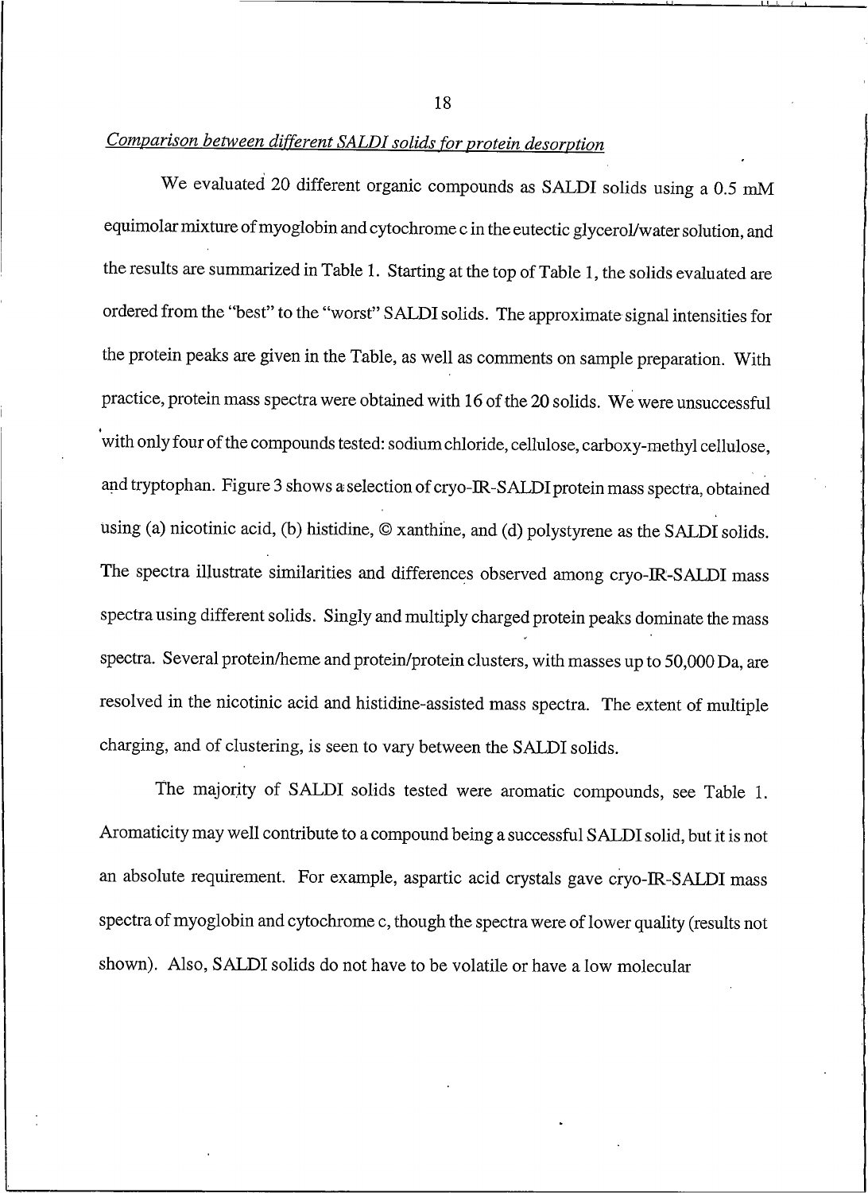*Comparison between different SALDI solids for protein desorption*

We evaluated 20 different organic compounds as SALDI solids using a 0.5 mM equimolar mixture of myoglobin and cytochrome c in the eutectic glycerol/water solution, and the results are summarized in Table 1. Starting at the top of Table 1, the solids evaluated are ordered from the "best" to the "worst" SALDI solids. The approximate signal intensities for the protein peaks are given in the Table, as well as comments on sample preparation. With practice, protein mass spectra were obtained with 16 of the 20 solids. We were unsuccessful with only four of the compounds tested: sodium chloride, cellulose, carboxy-methyl cellulose, and tryptophan. Figure 3 shows a selection of cryo-IR-SALDI protein mass spectra, obtained using (a) nicotinic acid, (b) histidine, © xanthine, and (d) polystyrene as the SALDI solids. The spectra illustrate similarities and differences observed among cryo-IR-SALDI mass spectra using different solids. Singly and multiply charged protein peaks dominate the mass spectra. Several protein/heme and protein/protein clusters, with masses up to 50,000 Da, are resolved in the nicotinic acid and histidine-assisted mass spectra. The extent of multiple charging, and of clustering, is seen to vary between the SALDI solids.

The majority of SALDI solids tested were aromatic compounds, see Table 1. Aromaticity may well contribute to a compound being a successful SALDI solid, but it is not an absolute requirement. For example, aspartic acid crystals gave cryo-IR-SALDI mass spectra of myoglobin and cytochrome c, though the spectra were of lower quality (results not shown). Also, SALDI solids do not have to be volatile or have a low molecular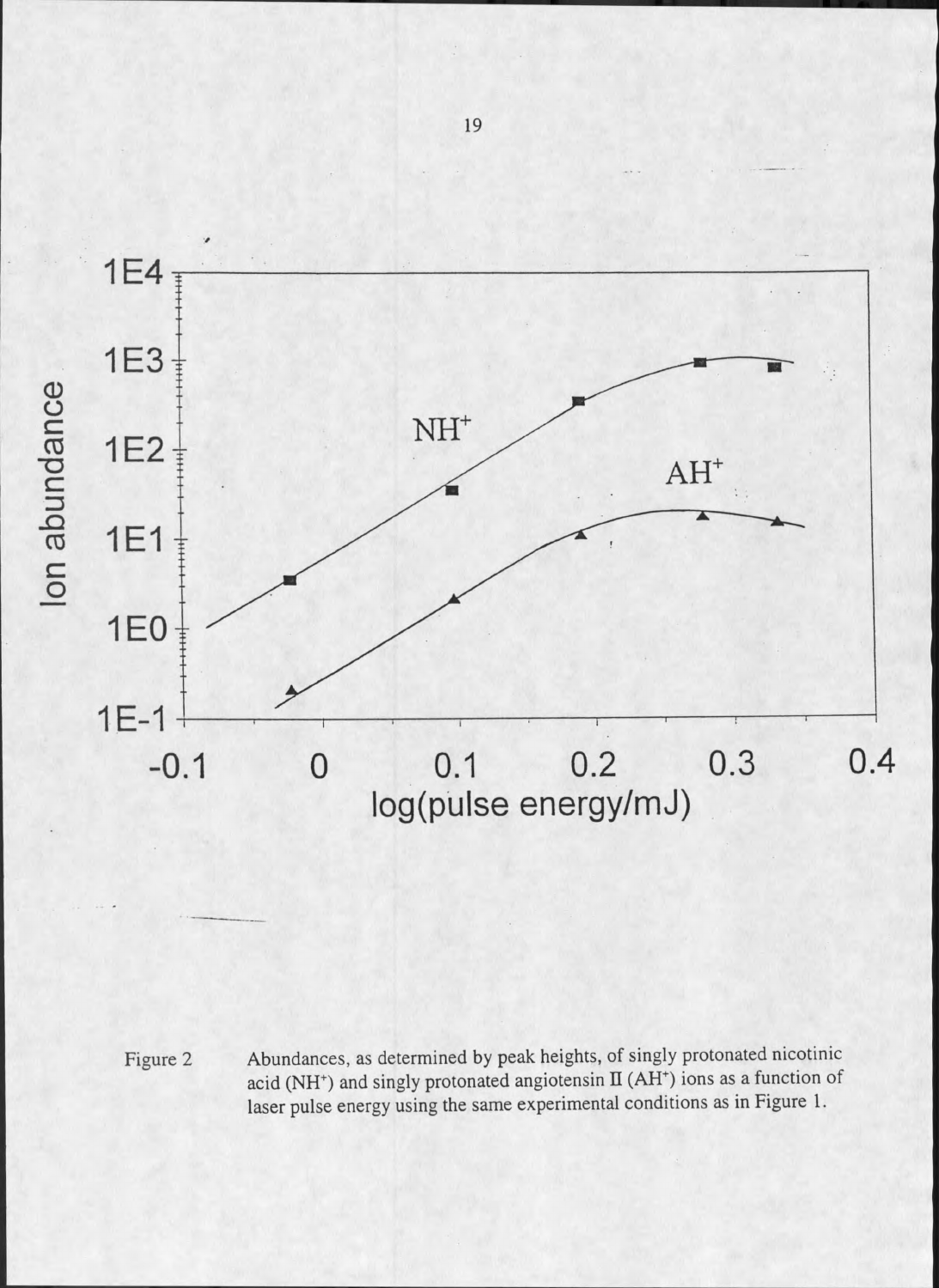Figure 2 Abundances, as determined by peak heights, of singly protonated nicotinic acid ($NH^+$) and singly protonated angiotensin II ($AH^+$) ions as a function of laser pulse energy using the same experimental conditions as in Figure 1.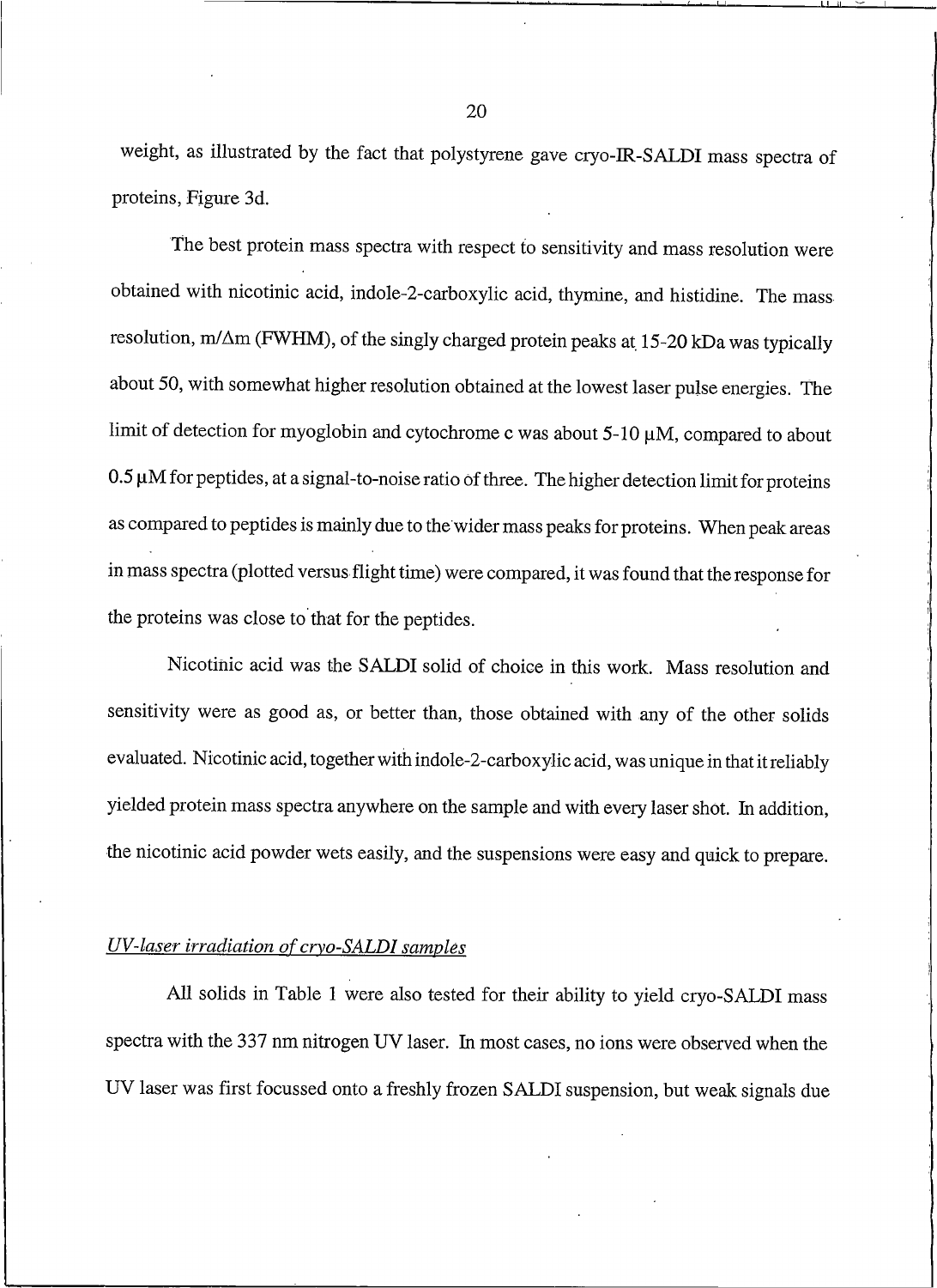weight, as illustrated by the fact that polystyrene gave cryo-IR-SALDI mass spectra of proteins, Figure 3d.

The best protein mass spectra with respect to sensitivity and mass resolution were obtained with nicotinic acid, indole-2-carboxylic acid, thymine, and histidine. The mass resolution, $m/\Delta m$ (FWHM), of the singly charged protein peaks at 15-20 kDa was typically about 50, with somewhat higher resolution obtained at the lowest laser pulse energies. The limit of detection for myoglobin and cytochrome c was about 5-10 μM, compared to about 0.5 μM for peptides, at a signal-to-noise ratio of three. The higher detection limit for proteins as compared to peptides is mainly due to the wider mass peaks for proteins. When peak areas in mass spectra (plotted versus flight time) were compared, it was found that the response for the proteins was close to that for the peptides.

Nicotinic acid was the SALDI solid of choice in this work. Mass resolution and sensitivity were as good as, or better than, those obtained with any of the other solids evaluated. Nicotinic acid, together with indole-2-carboxylic acid, was unique in that it reliably yielded protein mass spectra anywhere on the sample and with every laser shot. In addition, the nicotinic acid powder wets easily, and the suspensions were easy and quick to prepare.

*UV-laser irradiation of cryo-SALDI samples*

All solids in Table 1 were also tested for their ability to yield cryo-SALDI mass spectra with the 337 nm nitrogen UV laser. In most cases, no ions were observed when the UV laser was first focussed onto a freshly frozen SALDI suspension, but weak signals due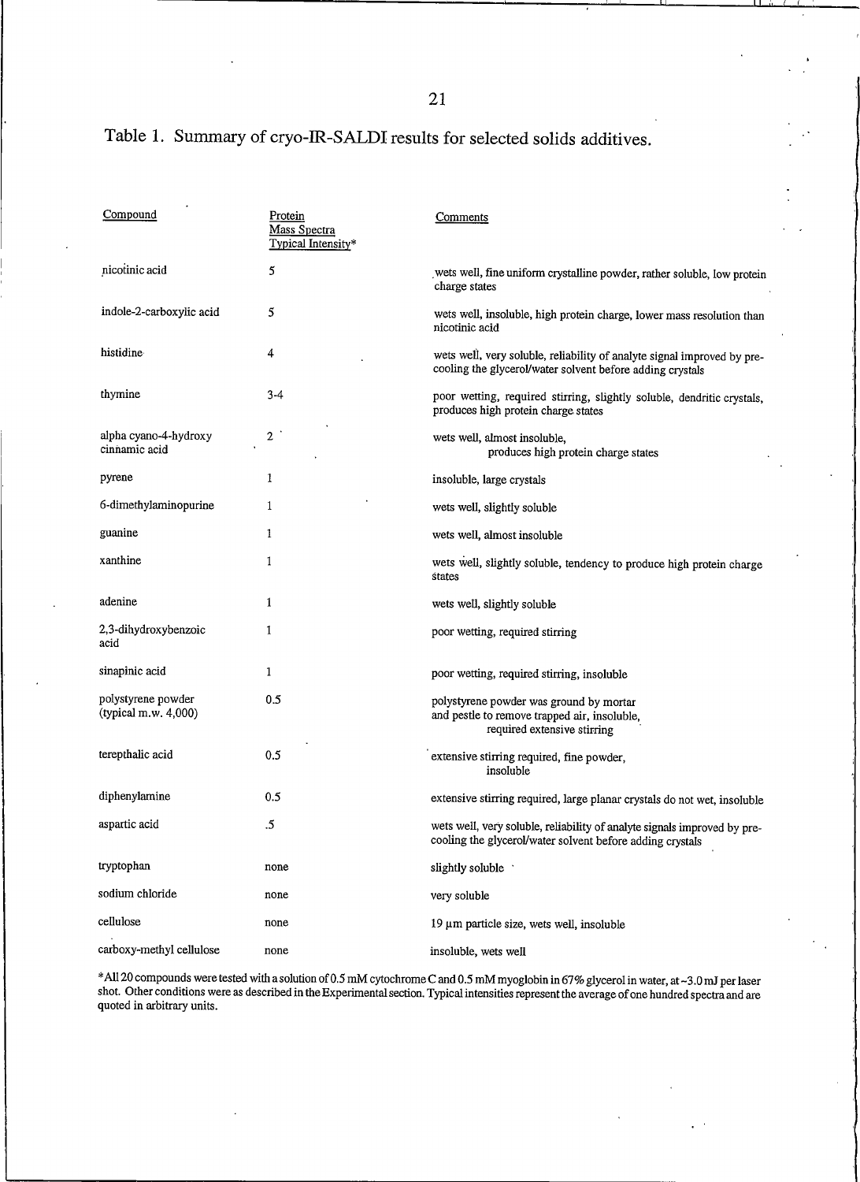Table 1. Summary of cryo-IR-SALDI results for selected solids additives.

| Compound | Protein Mass Spectra Typical Intensity* | Comments |
|---|---|---|
| nicotinic acid | 5 | wets well, fine uniform crystalline powder, rather soluble, low protein charge states |
| indole-2-carboxylic acid | 5 | wets well, insoluble, high protein charge, lower mass resolution than nicotinic acid |
| histidine | 4 | wets well, very soluble, reliability of analyte signal improved by pre-cooling the glycerol/water solvent before adding crystals |
| thymine | 3-4 | poor wetting, required stirring, slightly soluble, dendritic crystals, produces high protein charge states |
| alpha cyano-4-hydroxy cinnamic acid | 2 | wets well, almost insoluble, produces high protein charge states |
| pyrene | 1 | insoluble, large crystals |
| 6-dimethylaminopurine | 1 | wets well, slightly soluble |
| guanine | 1 | wets well, almost insoluble |
| xanthine | 1 | wets well, slightly soluble, tendency to produce high protein charge states |
| adenine | 1 | wets well, slightly soluble |
| 2,3-dihydroxybenzoic acid | 1 | poor wetting, required stirring |
| sinapinic acid | 1 | poor wetting, required stirring, insoluble |
| polystyrene powder (typical m.w. 4,000) | 0.5 | polystyrene powder was ground by mortar and pestle to remove trapped air, insoluble, required extensive stirring |
| terepthalic acid | 0.5 | extensive stirring required, fine powder, insoluble |
| diphenylamine | 0.5 | extensive stirring required, large planar crystals do not wet, insoluble |
| aspartic acid | .5 | wets well, very soluble, reliability of analyte signals improved by pre-cooling the glycerol/water solvent before adding crystals |
| tryptophan | none | slightly soluble |
| sodium chloride | none | very soluble |
| cellulose | none | 19 µm particle size, wets well, insoluble |
| carboxy-methyl cellulose | none | insoluble, wets well |

*All 20 compounds were tested with a solution of 0.5 mM cytochrome C and 0.5 mM myoglobin in 67% glycerol in water, at ~3.0 mJ per laser shot. Other conditions were as described in the Experimental section. Typical intensities represent the average of one hundred spectra and are quoted in arbitrary units.